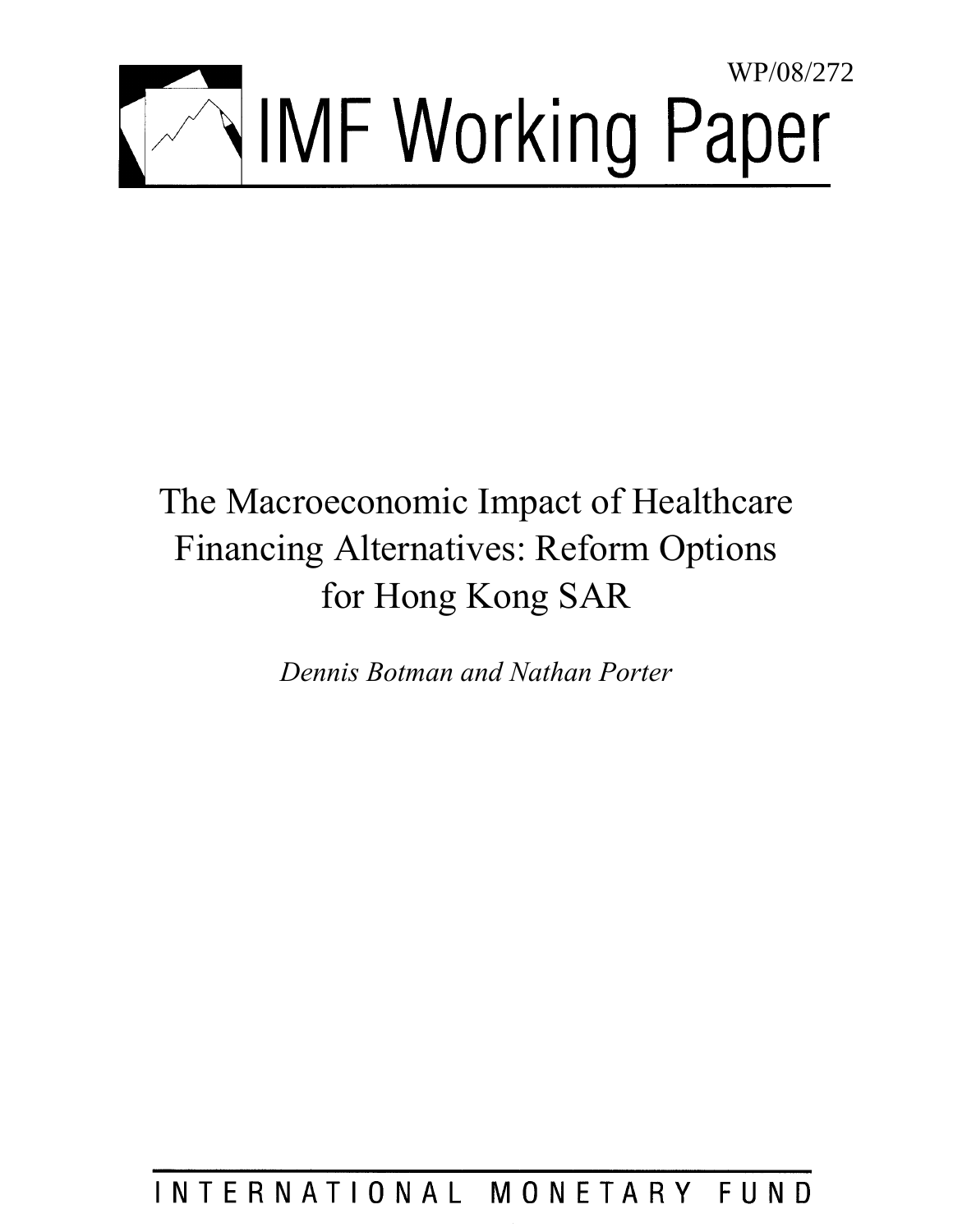WP/08/272

# IMF Working Paper

# The Macroeconomic Impact of Healthcare Financing Alternatives: Reform Options for Hong Kong SAR

*Dennis Botman and Nathan Porter*

INTERNATIONAL MONETARY FUND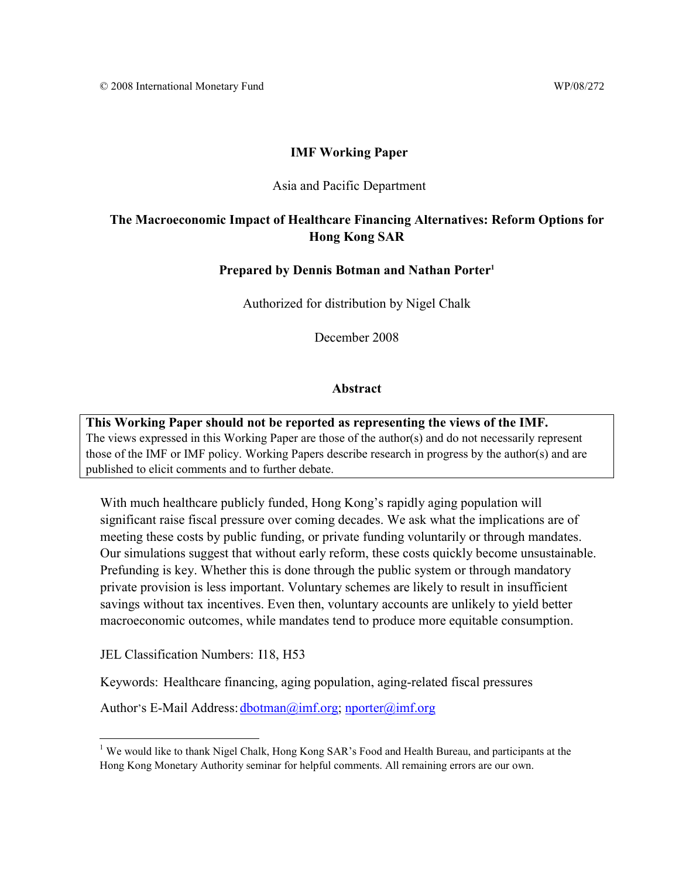© 2008 International Monetary Fund WP/08/272

**IMF Working Paper**

Asia and Pacific Department

**The Macroeconomic Impact of Healthcare Financing Alternatives: Reform Options for Hong Kong SAR**

**Prepared by Dennis Botman and Nathan Porter[1]**

Authorized for distribution by Nigel Chalk

December 2008

**Abstract**

**This Working Paper should not be reported as representing the views of the IMF.**
The views expressed in this Working Paper are those of the author(s) and do not necessarily represent those of the IMF or IMF policy. Working Papers describe research in progress by the author(s) and are published to elicit comments and to further debate.

With much healthcare publicly funded, Hong Kong's rapidly aging population will significant raise fiscal pressure over coming decades. We ask what the implications are of meeting these costs by public funding, or private funding voluntarily or through mandates. Our simulations suggest that without early reform, these costs quickly become unsustainable. Prefunding is key. Whether this is done through the public system or through mandatory private provision is less important. Voluntary schemes are likely to result in insufficient savings without tax incentives. Even then, voluntary accounts are unlikely to yield better macroeconomic outcomes, while mandates tend to produce more equitable consumption.

JEL Classification Numbers: I18, H53

Keywords: Healthcare financing, aging population, aging-related fiscal pressures

Author's E-Mail Address: dbotman@imf.org; nporter@imf.org

---

[1] We would like to thank Nigel Chalk, Hong Kong SAR's Food and Health Bureau, and participants at the Hong Kong Monetary Authority seminar for helpful comments. All remaining errors are our own.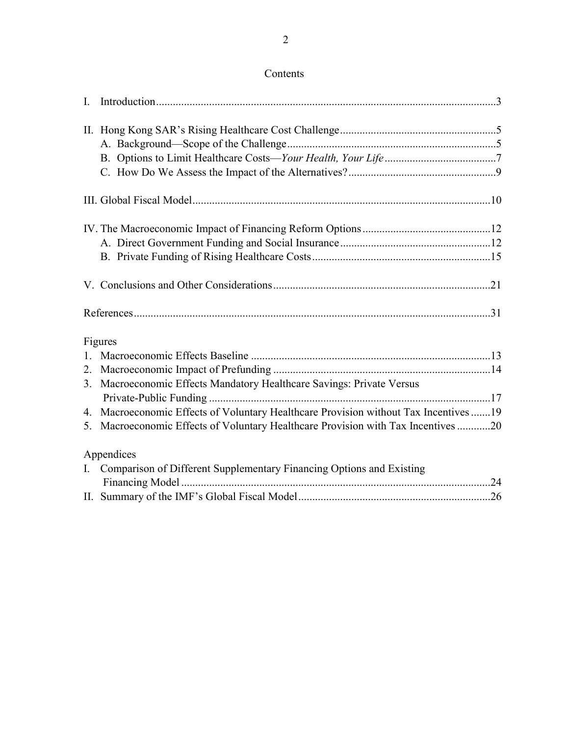# Contents

I. Introduction.........................................................................................................................3

II. Hong Kong SAR's Rising Healthcare Cost Challenge........................................................5
  A. Background—Scope of the Challenge..........................................................................5
  B. Options to Limit Healthcare Costs—*Your Health, Your Life*........................................7
  C. How Do We Assess the Impact of the Alternatives?....................................................9

III. Global Fiscal Model..........................................................................................................10

IV. The Macroeconomic Impact of Financing Reform Options.............................................12
  A. Direct Government Funding and Social Insurance.....................................................12
  B. Private Funding of Rising Healthcare Costs...............................................................15

V. Conclusions and Other Considerations............................................................................21

References...............................................................................................................................31

Figures

1. Macroeconomic Effects Baseline .....................................................................................13
2. Macroeconomic Impact of Prefunding .............................................................................14
3. Macroeconomic Effects Mandatory Healthcare Savings: Private Versus Private-Public Funding ....................................................................................................17
4. Macroeconomic Effects of Voluntary Healthcare Provision without Tax Incentives .......19
5. Macroeconomic Effects of Voluntary Healthcare Provision with Tax Incentives ............20

Appendices

I. Comparison of Different Supplementary Financing Options and Existing Financing Model ..............................................................................................................24
II. Summary of the IMF's Global Fiscal Model....................................................................26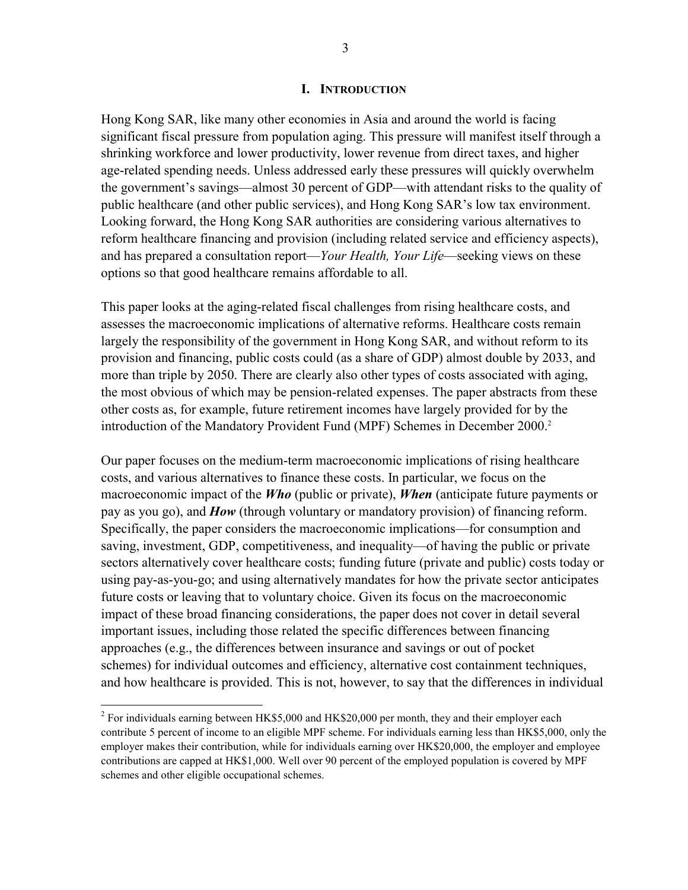# I. INTRODUCTION

Hong Kong SAR, like many other economies in Asia and around the world is facing significant fiscal pressure from population aging. This pressure will manifest itself through a shrinking workforce and lower productivity, lower revenue from direct taxes, and higher age-related spending needs. Unless addressed early these pressures will quickly overwhelm the government's savings—almost 30 percent of GDP—with attendant risks to the quality of public healthcare (and other public services), and Hong Kong SAR's low tax environment. Looking forward, the Hong Kong SAR authorities are considering various alternatives to reform healthcare financing and provision (including related service and efficiency aspects), and has prepared a consultation report—*Your Health, Your Life*—seeking views on these options so that good healthcare remains affordable to all.

This paper looks at the aging-related fiscal challenges from rising healthcare costs, and assesses the macroeconomic implications of alternative reforms. Healthcare costs remain largely the responsibility of the government in Hong Kong SAR, and without reform to its provision and financing, public costs could (as a share of GDP) almost double by 2033, and more than triple by 2050. There are clearly also other types of costs associated with aging, the most obvious of which may be pension-related expenses. The paper abstracts from these other costs as, for example, future retirement incomes have largely provided for by the introduction of the Mandatory Provident Fund (MPF) Schemes in December 2000.[2]

Our paper focuses on the medium-term macroeconomic implications of rising healthcare costs, and various alternatives to finance these costs. In particular, we focus on the macroeconomic impact of the ***Who*** (public or private), ***When*** (anticipate future payments or pay as you go), and ***How*** (through voluntary or mandatory provision) of financing reform. Specifically, the paper considers the macroeconomic implications—for consumption and saving, investment, GDP, competitiveness, and inequality—of having the public or private sectors alternatively cover healthcare costs; funding future (private and public) costs today or using pay-as-you-go; and using alternatively mandates for how the private sector anticipates future costs or leaving that to voluntary choice. Given its focus on the macroeconomic impact of these broad financing considerations, the paper does not cover in detail several important issues, including those related the specific differences between financing approaches (e.g., the differences between insurance and savings or out of pocket schemes) for individual outcomes and efficiency, alternative cost containment techniques, and how healthcare is provided. This is not, however, to say that the differences in individual

[2] For individuals earning between HK$5,000 and HK$20,000 per month, they and their employer each contribute 5 percent of income to an eligible MPF scheme. For individuals earning less than HK$5,000, only the employer makes their contribution, while for individuals earning over HK$20,000, the employer and employee contributions are capped at HK$1,000. Well over 90 percent of the employed population is covered by MPF schemes and other eligible occupational schemes.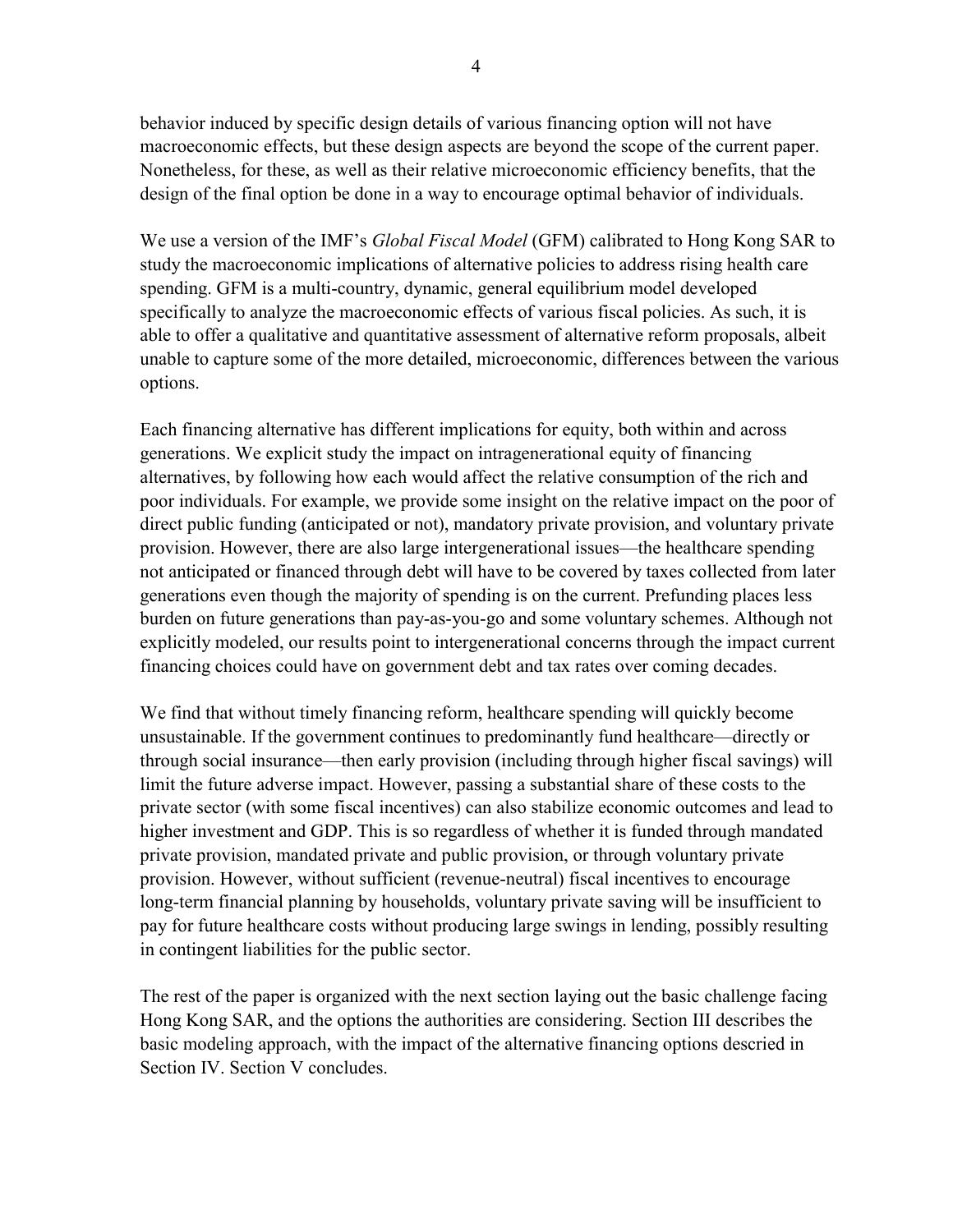behavior induced by specific design details of various financing option will not have macroeconomic effects, but these design aspects are beyond the scope of the current paper. Nonetheless, for these, as well as their relative microeconomic efficiency benefits, that the design of the final option be done in a way to encourage optimal behavior of individuals.

We use a version of the IMF's *Global Fiscal Model* (GFM) calibrated to Hong Kong SAR to study the macroeconomic implications of alternative policies to address rising health care spending. GFM is a multi-country, dynamic, general equilibrium model developed specifically to analyze the macroeconomic effects of various fiscal policies. As such, it is able to offer a qualitative and quantitative assessment of alternative reform proposals, albeit unable to capture some of the more detailed, microeconomic, differences between the various options.

Each financing alternative has different implications for equity, both within and across generations. We explicit study the impact on intragenerational equity of financing alternatives, by following how each would affect the relative consumption of the rich and poor individuals. For example, we provide some insight on the relative impact on the poor of direct public funding (anticipated or not), mandatory private provision, and voluntary private provision. However, there are also large intergenerational issues—the healthcare spending not anticipated or financed through debt will have to be covered by taxes collected from later generations even though the majority of spending is on the current. Prefunding places less burden on future generations than pay-as-you-go and some voluntary schemes. Although not explicitly modeled, our results point to intergenerational concerns through the impact current financing choices could have on government debt and tax rates over coming decades.

We find that without timely financing reform, healthcare spending will quickly become unsustainable. If the government continues to predominantly fund healthcare—directly or through social insurance—then early provision (including through higher fiscal savings) will limit the future adverse impact. However, passing a substantial share of these costs to the private sector (with some fiscal incentives) can also stabilize economic outcomes and lead to higher investment and GDP. This is so regardless of whether it is funded through mandated private provision, mandated private and public provision, or through voluntary private provision. However, without sufficient (revenue-neutral) fiscal incentives to encourage long-term financial planning by households, voluntary private saving will be insufficient to pay for future healthcare costs without producing large swings in lending, possibly resulting in contingent liabilities for the public sector.

The rest of the paper is organized with the next section laying out the basic challenge facing Hong Kong SAR, and the options the authorities are considering. Section III describes the basic modeling approach, with the impact of the alternative financing options descried in Section IV. Section V concludes.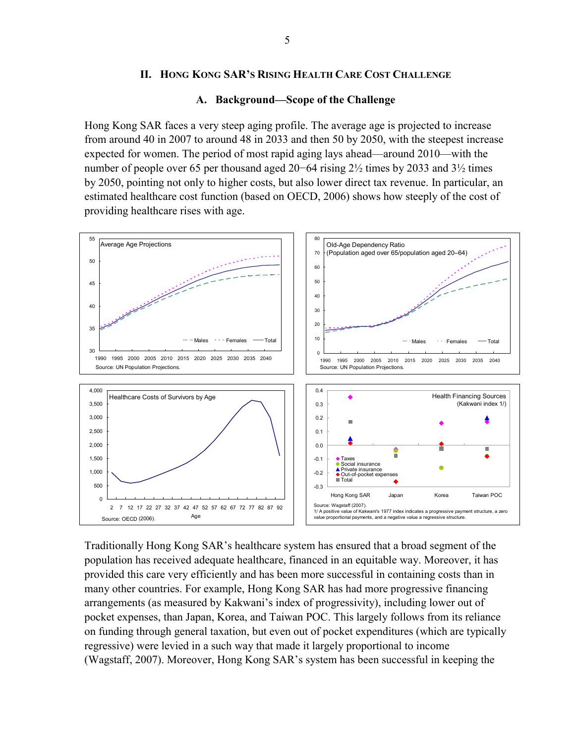## II. Hong Kong SAR's Rising Health Care Cost Challenge

### A. Background—Scope of the Challenge

Hong Kong SAR faces a very steep aging profile. The average age is projected to increase from around 40 in 2007 to around 48 in 2033 and then 50 by 2050, with the steepest increase expected for women. The period of most rapid aging lays ahead—around 2010—with the number of people over 65 per thousand aged 20−64 rising 2½ times by 2033 and 3½ times by 2050, pointing not only to higher costs, but also lower direct tax revenue. In particular, an estimated healthcare cost function (based on OECD, 2006) shows how steeply of the cost of providing healthcare rises with age.

Average Age Projections

Source: UN Population Projections.

Old-Age Dependency Ratio (Population aged over 65/population aged 20–64)

Source: UN Population Projections.

Healthcare Costs of Survivors by Age

Source: OECD (2006).

Health Financing Sources (Kakwani index 1/)

Source: Wagstaff (2007).

1/ A positive value of Kakwani's 1977 index indicates a progressive payment structure, a zero value proportional payments, and a negative value a regressive structure.

Traditionally Hong Kong SAR's healthcare system has ensured that a broad segment of the population has received adequate healthcare, financed in an equitable way. Moreover, it has provided this care very efficiently and has been more successful in containing costs than in many other countries. For example, Hong Kong SAR has had more progressive financing arrangements (as measured by Kakwani's index of progressivity), including lower out of pocket expenses, than Japan, Korea, and Taiwan POC. This largely follows from its reliance on funding through general taxation, but even out of pocket expenditures (which are typically regressive) were levied in a such way that made it largely proportional to income (Wagstaff, 2007). Moreover, Hong Kong SAR's system has been successful in keeping the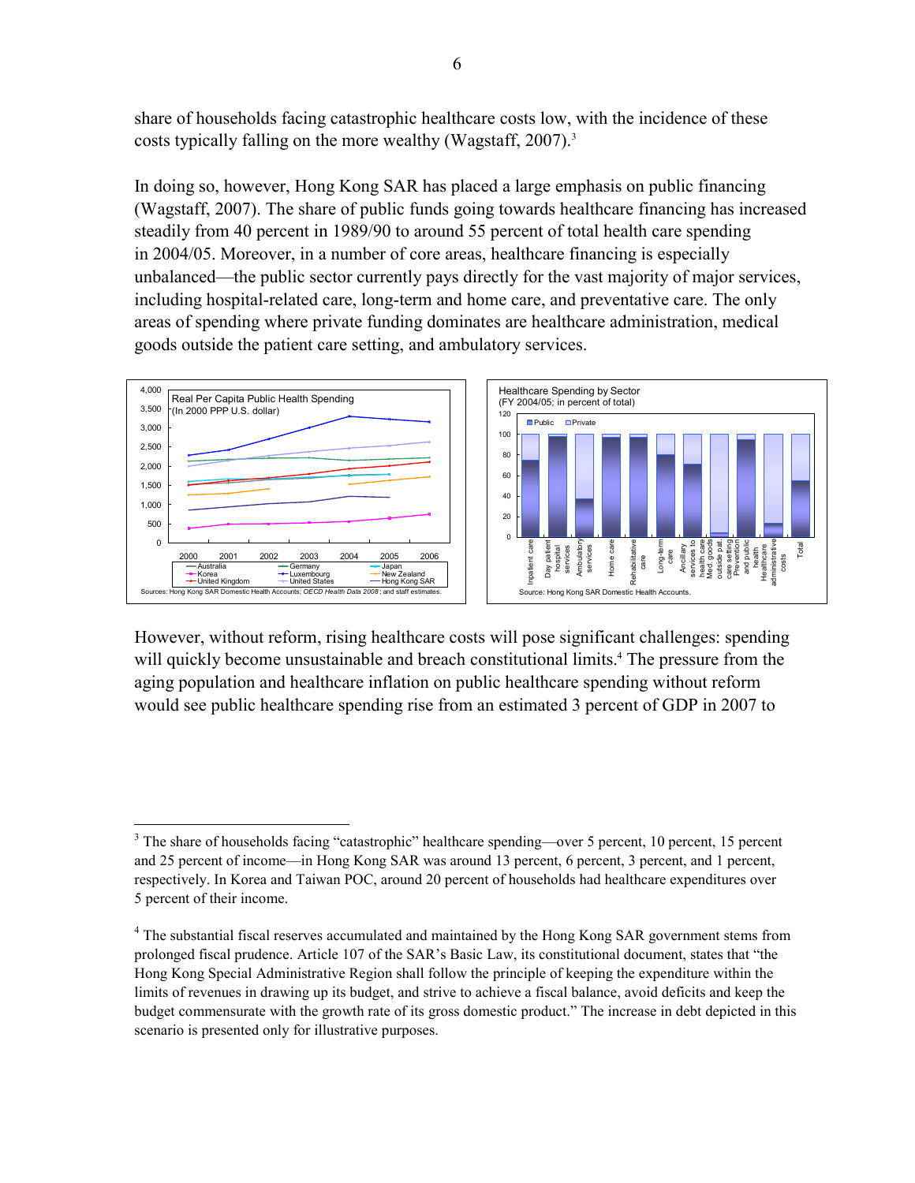share of households facing catastrophic healthcare costs low, with the incidence of these costs typically falling on the more wealthy (Wagstaff, 2007).[3]

In doing so, however, Hong Kong SAR has placed a large emphasis on public financing (Wagstaff, 2007). The share of public funds going towards healthcare financing has increased steadily from 40 percent in 1989/90 to around 55 percent of total health care spending in 2004/05. Moreover, in a number of core areas, healthcare financing is especially unbalanced—the public sector currently pays directly for the vast majority of major services, including hospital-related care, long-term and home care, and preventative care. The only areas of spending where private funding dominates are healthcare administration, medical goods outside the patient care setting, and ambulatory services.

Real Per Capita Public Health Spending (In 2000 PPP U.S. dollar)

Sources: Hong Kong SAR Domestic Health Accounts; *OECD Health Data 2008*; and staff estimates.

Healthcare Spending by Sector (FY 2004/05; in percent of total)

Source: Hong Kong SAR Domestic Health Accounts.

However, without reform, rising healthcare costs will pose significant challenges: spending will quickly become unsustainable and breach constitutional limits.[4] The pressure from the aging population and healthcare inflation on public healthcare spending without reform would see public healthcare spending rise from an estimated 3 percent of GDP in 2007 to

---

[3] The share of households facing "catastrophic" healthcare spending—over 5 percent, 10 percent, 15 percent and 25 percent of income—in Hong Kong SAR was around 13 percent, 6 percent, 3 percent, and 1 percent, respectively. In Korea and Taiwan POC, around 20 percent of households had healthcare expenditures over 5 percent of their income.

[4] The substantial fiscal reserves accumulated and maintained by the Hong Kong SAR government stems from prolonged fiscal prudence. Article 107 of the SAR's Basic Law, its constitutional document, states that "the Hong Kong Special Administrative Region shall follow the principle of keeping the expenditure within the limits of revenues in drawing up its budget, and strive to achieve a fiscal balance, avoid deficits and keep the budget commensurate with the growth rate of its gross domestic product." The increase in debt depicted in this scenario is presented only for illustrative purposes.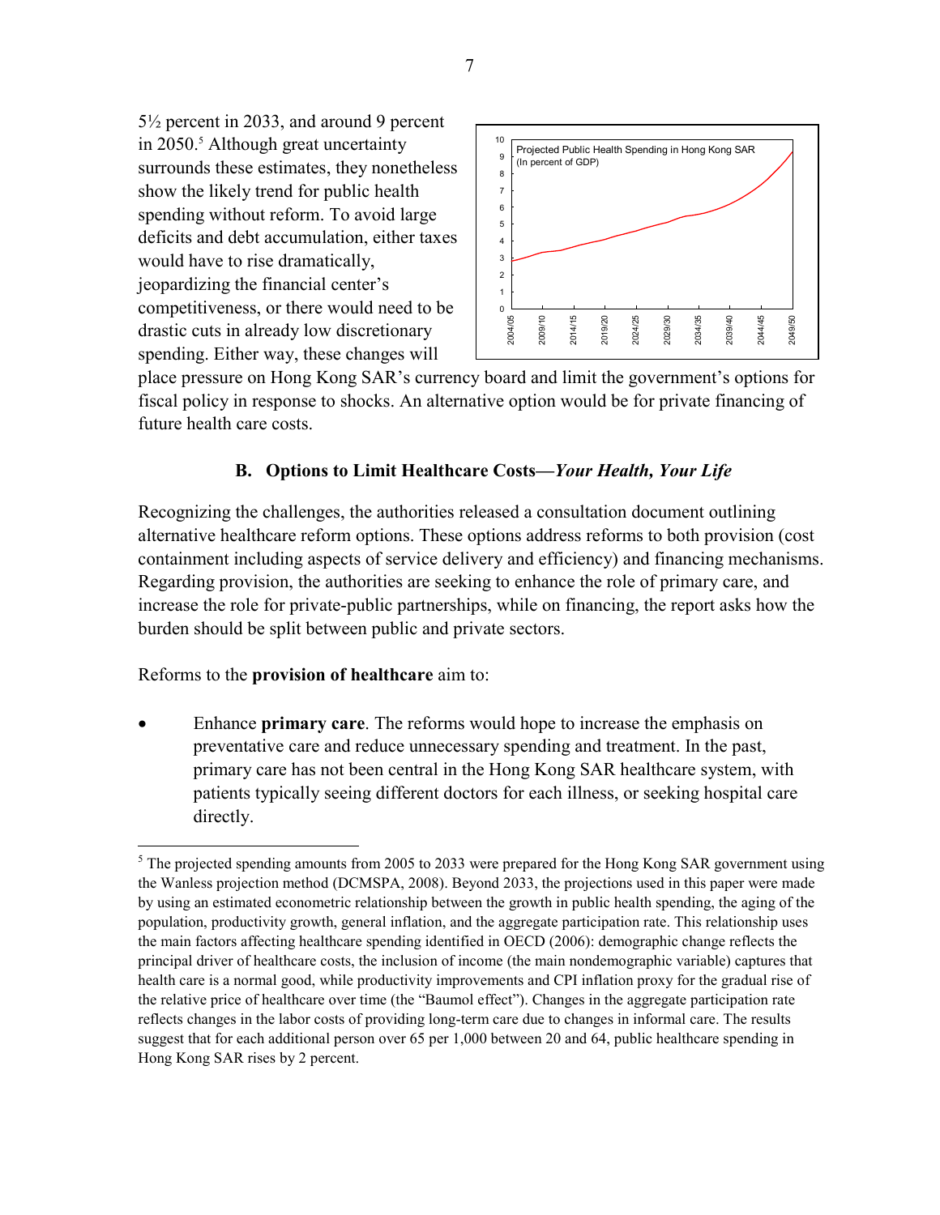5½ percent in 2033, and around 9 percent in 2050.[5] Although great uncertainty surrounds these estimates, they nonetheless show the likely trend for public health spending without reform. To avoid large deficits and debt accumulation, either taxes would have to rise dramatically, jeopardizing the financial center's competitiveness, or there would need to be drastic cuts in already low discretionary spending. Either way, these changes will place pressure on Hong Kong SAR's currency board and limit the government's options for fiscal policy in response to shocks. An alternative option would be for private financing of future health care costs.

Projected Public Health Spending in Hong Kong SAR (In percent of GDP)

## B. Options to Limit Healthcare Costs—*Your Health, Your Life*

Recognizing the challenges, the authorities released a consultation document outlining alternative healthcare reform options. These options address reforms to both provision (cost containment including aspects of service delivery and efficiency) and financing mechanisms. Regarding provision, the authorities are seeking to enhance the role of primary care, and increase the role for private-public partnerships, while on financing, the report asks how the burden should be split between public and private sectors.

Reforms to the **provision of healthcare** aim to:

- Enhance **primary care**. The reforms would hope to increase the emphasis on preventative care and reduce unnecessary spending and treatment. In the past, primary care has not been central in the Hong Kong SAR healthcare system, with patients typically seeing different doctors for each illness, or seeking hospital care directly.

---

[5] The projected spending amounts from 2005 to 2033 were prepared for the Hong Kong SAR government using the Wanless projection method (DCMSPA, 2008). Beyond 2033, the projections used in this paper were made by using an estimated econometric relationship between the growth in public health spending, the aging of the population, productivity growth, general inflation, and the aggregate participation rate. This relationship uses the main factors affecting healthcare spending identified in OECD (2006): demographic change reflects the principal driver of healthcare costs, the inclusion of income (the main nondemographic variable) captures that health care is a normal good, while productivity improvements and CPI inflation proxy for the gradual rise of the relative price of healthcare over time (the "Baumol effect"). Changes in the aggregate participation rate reflects changes in the labor costs of providing long-term care due to changes in informal care. The results suggest that for each additional person over 65 per 1,000 between 20 and 64, public healthcare spending in Hong Kong SAR rises by 2 percent.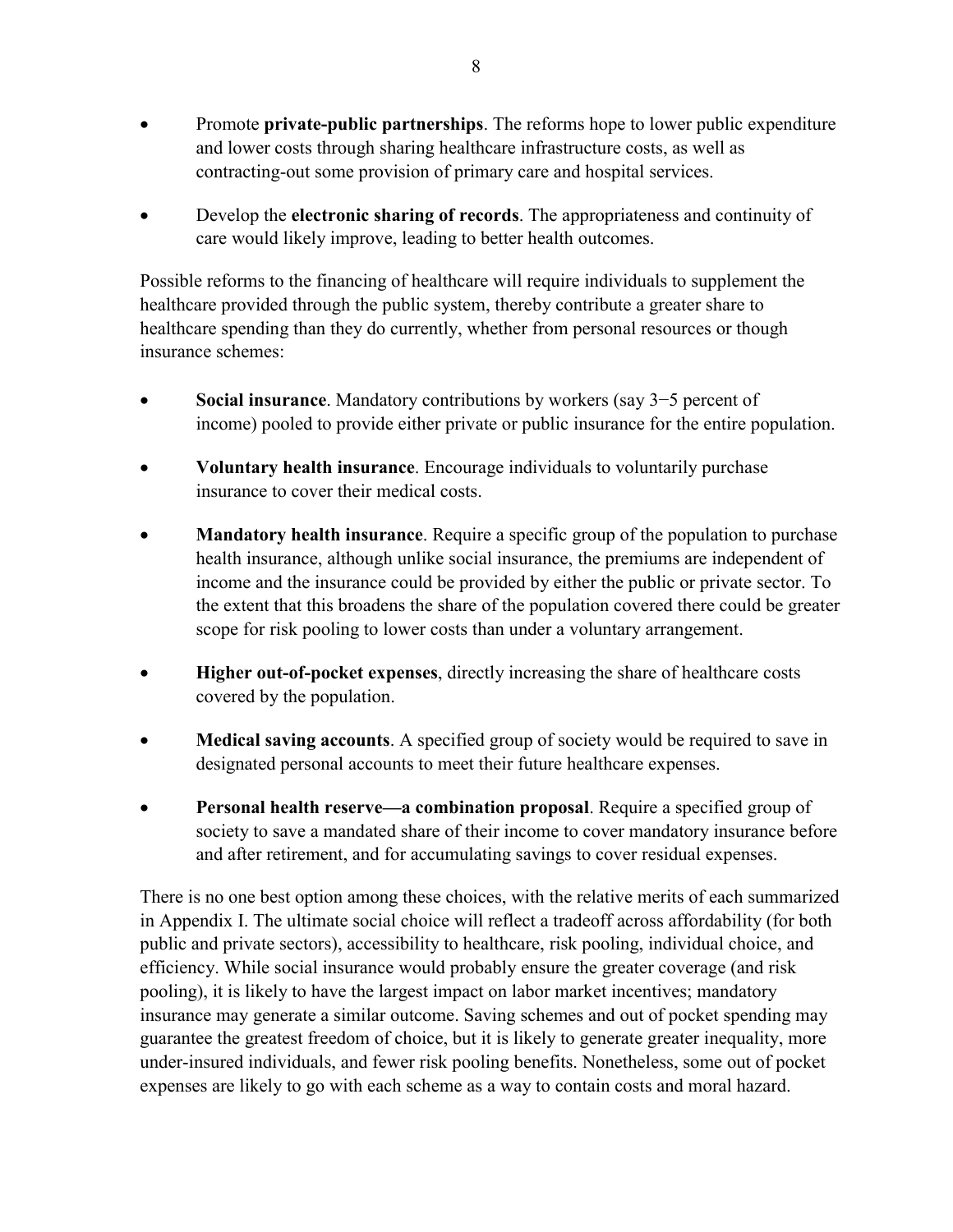- Promote **private-public partnerships**. The reforms hope to lower public expenditure and lower costs through sharing healthcare infrastructure costs, as well as contracting-out some provision of primary care and hospital services.

- Develop the **electronic sharing of records**. The appropriateness and continuity of care would likely improve, leading to better health outcomes.

Possible reforms to the financing of healthcare will require individuals to supplement the healthcare provided through the public system, thereby contribute a greater share to healthcare spending than they do currently, whether from personal resources or though insurance schemes:

- **Social insurance**. Mandatory contributions by workers (say 3−5 percent of income) pooled to provide either private or public insurance for the entire population.

- **Voluntary health insurance**. Encourage individuals to voluntarily purchase insurance to cover their medical costs.

- **Mandatory health insurance**. Require a specific group of the population to purchase health insurance, although unlike social insurance, the premiums are independent of income and the insurance could be provided by either the public or private sector. To the extent that this broadens the share of the population covered there could be greater scope for risk pooling to lower costs than under a voluntary arrangement.

- **Higher out-of-pocket expenses**, directly increasing the share of healthcare costs covered by the population.

- **Medical saving accounts**. A specified group of society would be required to save in designated personal accounts to meet their future healthcare expenses.

- **Personal health reserve—a combination proposal**. Require a specified group of society to save a mandated share of their income to cover mandatory insurance before and after retirement, and for accumulating savings to cover residual expenses.

There is no one best option among these choices, with the relative merits of each summarized in Appendix I. The ultimate social choice will reflect a tradeoff across affordability (for both public and private sectors), accessibility to healthcare, risk pooling, individual choice, and efficiency. While social insurance would probably ensure the greater coverage (and risk pooling), it is likely to have the largest impact on labor market incentives; mandatory insurance may generate a similar outcome. Saving schemes and out of pocket spending may guarantee the greatest freedom of choice, but it is likely to generate greater inequality, more under-insured individuals, and fewer risk pooling benefits. Nonetheless, some out of pocket expenses are likely to go with each scheme as a way to contain costs and moral hazard.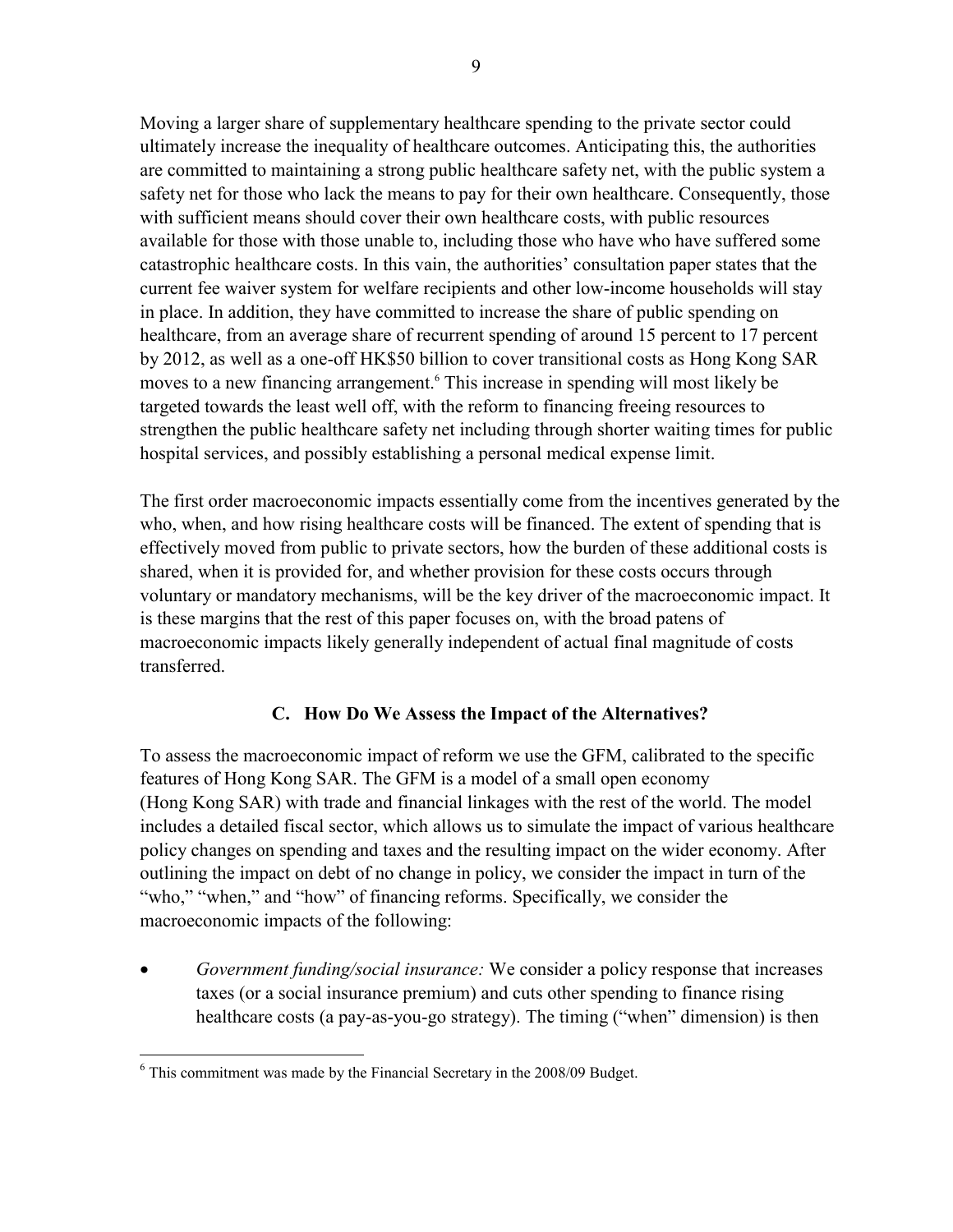Moving a larger share of supplementary healthcare spending to the private sector could ultimately increase the inequality of healthcare outcomes. Anticipating this, the authorities are committed to maintaining a strong public healthcare safety net, with the public system a safety net for those who lack the means to pay for their own healthcare. Consequently, those with sufficient means should cover their own healthcare costs, with public resources available for those with those unable to, including those who have who have suffered some catastrophic healthcare costs. In this vain, the authorities' consultation paper states that the current fee waiver system for welfare recipients and other low-income households will stay in place. In addition, they have committed to increase the share of public spending on healthcare, from an average share of recurrent spending of around 15 percent to 17 percent by 2012, as well as a one-off HK$50 billion to cover transitional costs as Hong Kong SAR moves to a new financing arrangement.[6] This increase in spending will most likely be targeted towards the least well off, with the reform to financing freeing resources to strengthen the public healthcare safety net including through shorter waiting times for public hospital services, and possibly establishing a personal medical expense limit.

The first order macroeconomic impacts essentially come from the incentives generated by the who, when, and how rising healthcare costs will be financed. The extent of spending that is effectively moved from public to private sectors, how the burden of these additional costs is shared, when it is provided for, and whether provision for these costs occurs through voluntary or mandatory mechanisms, will be the key driver of the macroeconomic impact. It is these margins that the rest of this paper focuses on, with the broad patens of macroeconomic impacts likely generally independent of actual final magnitude of costs transferred.

## C. How Do We Assess the Impact of the Alternatives?

To assess the macroeconomic impact of reform we use the GFM, calibrated to the specific features of Hong Kong SAR. The GFM is a model of a small open economy (Hong Kong SAR) with trade and financial linkages with the rest of the world. The model includes a detailed fiscal sector, which allows us to simulate the impact of various healthcare policy changes on spending and taxes and the resulting impact on the wider economy. After outlining the impact on debt of no change in policy, we consider the impact in turn of the "who," "when," and "how" of financing reforms. Specifically, we consider the macroeconomic impacts of the following:

- *Government funding/social insurance:* We consider a policy response that increases taxes (or a social insurance premium) and cuts other spending to finance rising healthcare costs (a pay-as-you-go strategy). The timing ("when" dimension) is then

[6] This commitment was made by the Financial Secretary in the 2008/09 Budget.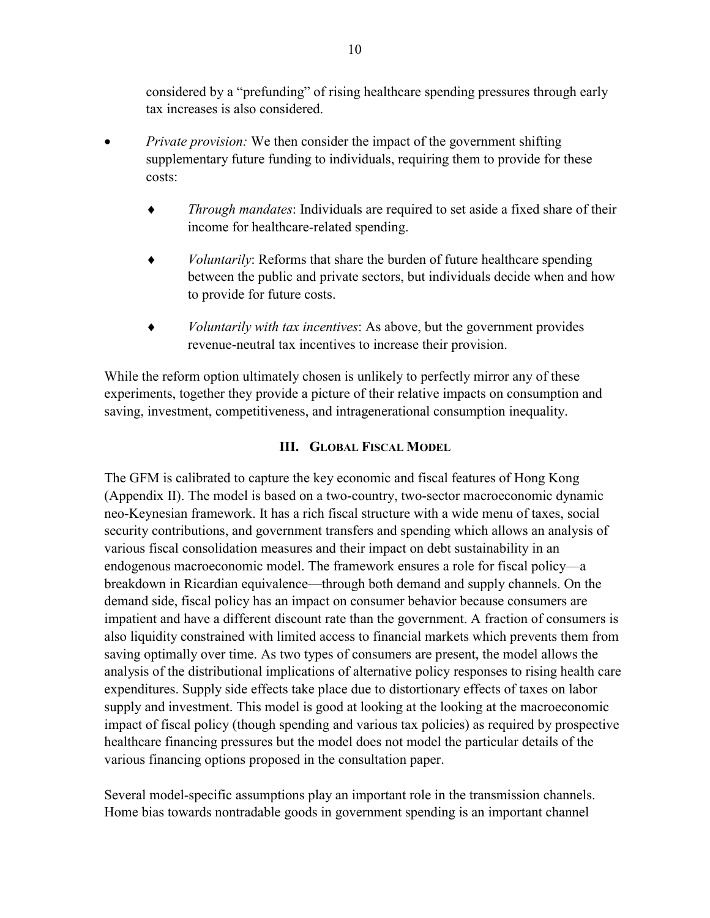considered by a "prefunding" of rising healthcare spending pressures through early tax increases is also considered.

- *Private provision:* We then consider the impact of the government shifting supplementary future funding to individuals, requiring them to provide for these costs:

    - *Through mandates*: Individuals are required to set aside a fixed share of their income for healthcare-related spending.

    - *Voluntarily*: Reforms that share the burden of future healthcare spending between the public and private sectors, but individuals decide when and how to provide for future costs.

    - *Voluntarily with tax incentives*: As above, but the government provides revenue-neutral tax incentives to increase their provision.

While the reform option ultimately chosen is unlikely to perfectly mirror any of these experiments, together they provide a picture of their relative impacts on consumption and saving, investment, competitiveness, and intragenerational consumption inequality.

## III. Global Fiscal Model

The GFM is calibrated to capture the key economic and fiscal features of Hong Kong (Appendix II). The model is based on a two-country, two-sector macroeconomic dynamic neo-Keynesian framework. It has a rich fiscal structure with a wide menu of taxes, social security contributions, and government transfers and spending which allows an analysis of various fiscal consolidation measures and their impact on debt sustainability in an endogenous macroeconomic model. The framework ensures a role for fiscal policy—a breakdown in Ricardian equivalence—through both demand and supply channels. On the demand side, fiscal policy has an impact on consumer behavior because consumers are impatient and have a different discount rate than the government. A fraction of consumers is also liquidity constrained with limited access to financial markets which prevents them from saving optimally over time. As two types of consumers are present, the model allows the analysis of the distributional implications of alternative policy responses to rising health care expenditures. Supply side effects take place due to distortionary effects of taxes on labor supply and investment. This model is good at looking at the looking at the macroeconomic impact of fiscal policy (though spending and various tax policies) as required by prospective healthcare financing pressures but the model does not model the particular details of the various financing options proposed in the consultation paper.

Several model-specific assumptions play an important role in the transmission channels. Home bias towards nontradable goods in government spending is an important channel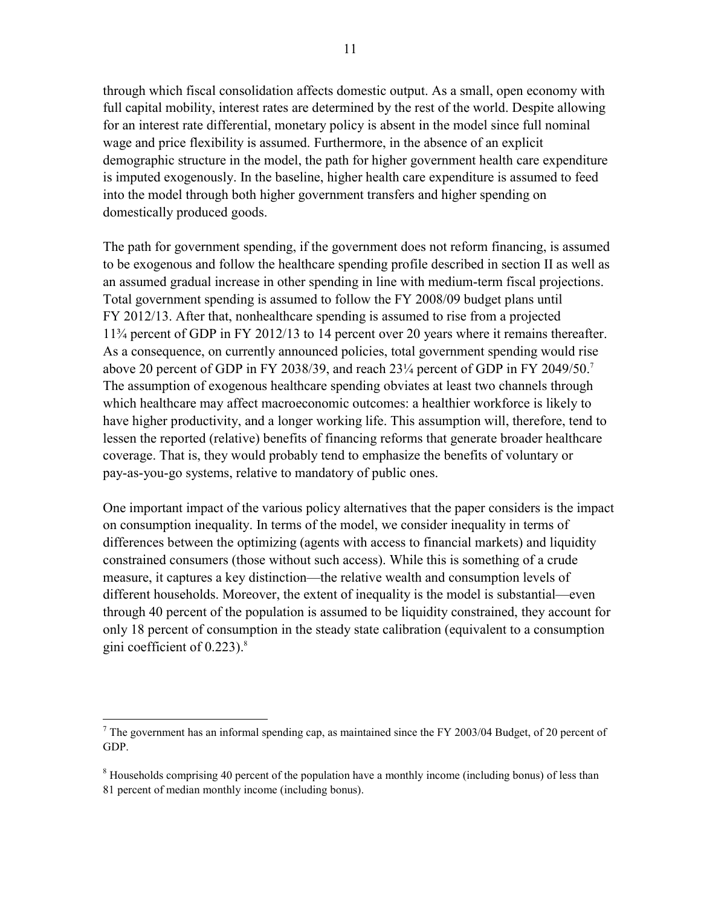through which fiscal consolidation affects domestic output. As a small, open economy with full capital mobility, interest rates are determined by the rest of the world. Despite allowing for an interest rate differential, monetary policy is absent in the model since full nominal wage and price flexibility is assumed. Furthermore, in the absence of an explicit demographic structure in the model, the path for higher government health care expenditure is imputed exogenously. In the baseline, higher health care expenditure is assumed to feed into the model through both higher government transfers and higher spending on domestically produced goods.

The path for government spending, if the government does not reform financing, is assumed to be exogenous and follow the healthcare spending profile described in section II as well as an assumed gradual increase in other spending in line with medium-term fiscal projections. Total government spending is assumed to follow the FY 2008/09 budget plans until FY 2012/13. After that, nonhealthcare spending is assumed to rise from a projected 11¾ percent of GDP in FY 2012/13 to 14 percent over 20 years where it remains thereafter. As a consequence, on currently announced policies, total government spending would rise above 20 percent of GDP in FY 2038/39, and reach 23¼ percent of GDP in FY 2049/50.[7] The assumption of exogenous healthcare spending obviates at least two channels through which healthcare may affect macroeconomic outcomes: a healthier workforce is likely to have higher productivity, and a longer working life. This assumption will, therefore, tend to lessen the reported (relative) benefits of financing reforms that generate broader healthcare coverage. That is, they would probably tend to emphasize the benefits of voluntary or pay-as-you-go systems, relative to mandatory of public ones.

One important impact of the various policy alternatives that the paper considers is the impact on consumption inequality. In terms of the model, we consider inequality in terms of differences between the optimizing (agents with access to financial markets) and liquidity constrained consumers (those without such access). While this is something of a crude measure, it captures a key distinction—the relative wealth and consumption levels of different households. Moreover, the extent of inequality is the model is substantial—even through 40 percent of the population is assumed to be liquidity constrained, they account for only 18 percent of consumption in the steady state calibration (equivalent to a consumption gini coefficient of 0.223).[8]

---

[7] The government has an informal spending cap, as maintained since the FY 2003/04 Budget, of 20 percent of GDP.

[8] Households comprising 40 percent of the population have a monthly income (including bonus) of less than 81 percent of median monthly income (including bonus).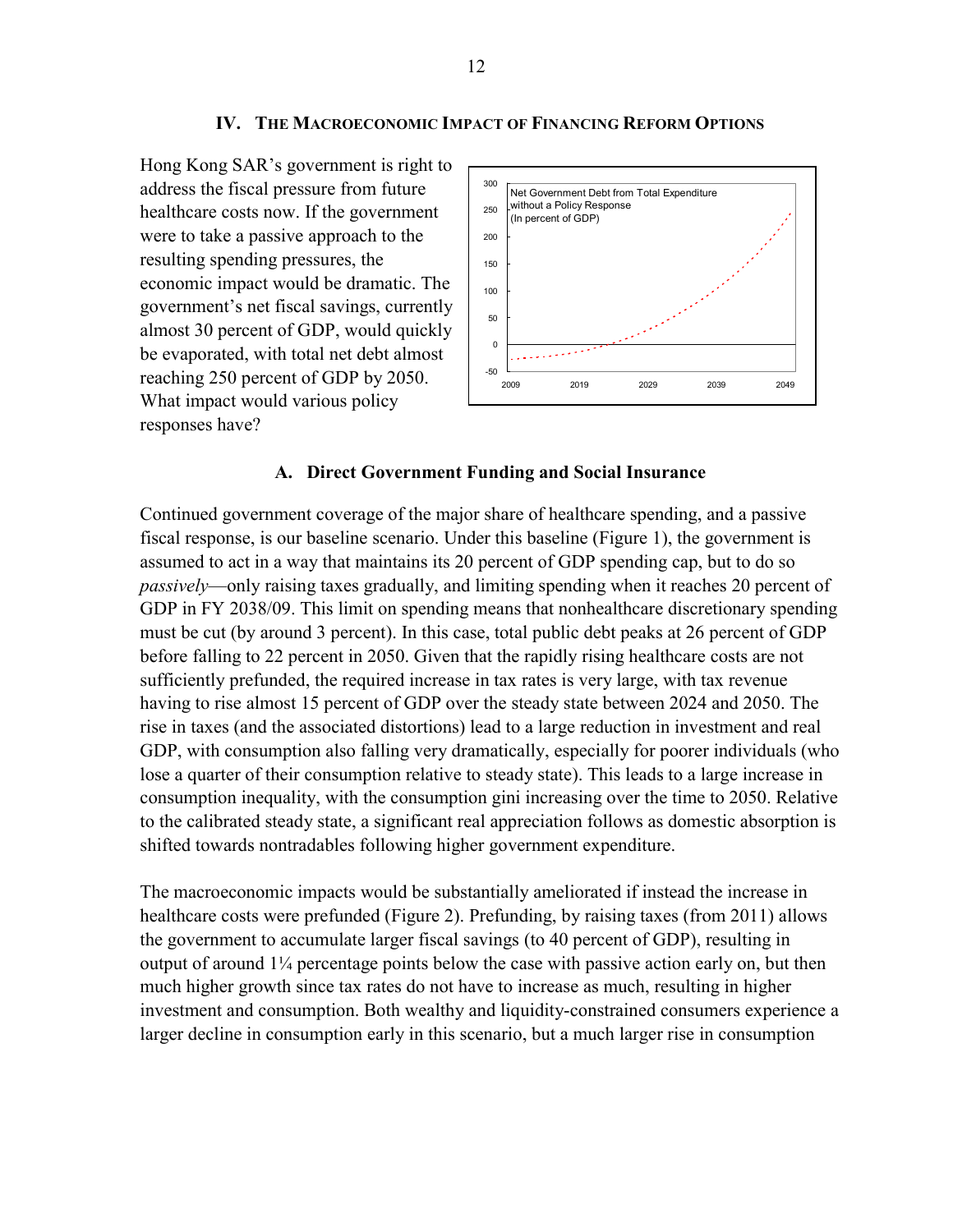## IV. The Macroeconomic Impact of Financing Reform Options

Hong Kong SAR's government is right to address the fiscal pressure from future healthcare costs now. If the government were to take a passive approach to the resulting spending pressures, the economic impact would be dramatic. The government's net fiscal savings, currently almost 30 percent of GDP, would quickly be evaporated, with total net debt almost reaching 250 percent of GDP by 2050. What impact would various policy responses have?

### A. Direct Government Funding and Social Insurance

Continued government coverage of the major share of healthcare spending, and a passive fiscal response, is our baseline scenario. Under this baseline (Figure 1), the government is assumed to act in a way that maintains its 20 percent of GDP spending cap, but to do so *passively*—only raising taxes gradually, and limiting spending when it reaches 20 percent of GDP in FY 2038/09. This limit on spending means that nonhealthcare discretionary spending must be cut (by around 3 percent). In this case, total public debt peaks at 26 percent of GDP before falling to 22 percent in 2050. Given that the rapidly rising healthcare costs are not sufficiently prefunded, the required increase in tax rates is very large, with tax revenue having to rise almost 15 percent of GDP over the steady state between 2024 and 2050. The rise in taxes (and the associated distortions) lead to a large reduction in investment and real GDP, with consumption also falling very dramatically, especially for poorer individuals (who lose a quarter of their consumption relative to steady state). This leads to a large increase in consumption inequality, with the consumption gini increasing over the time to 2050. Relative to the calibrated steady state, a significant real appreciation follows as domestic absorption is shifted towards nontradables following higher government expenditure.

The macroeconomic impacts would be substantially ameliorated if instead the increase in healthcare costs were prefunded (Figure 2). Prefunding, by raising taxes (from 2011) allows the government to accumulate larger fiscal savings (to 40 percent of GDP), resulting in output of around 1¼ percentage points below the case with passive action early on, but then much higher growth since tax rates do not have to increase as much, resulting in higher investment and consumption. Both wealthy and liquidity-constrained consumers experience a larger decline in consumption early in this scenario, but a much larger rise in consumption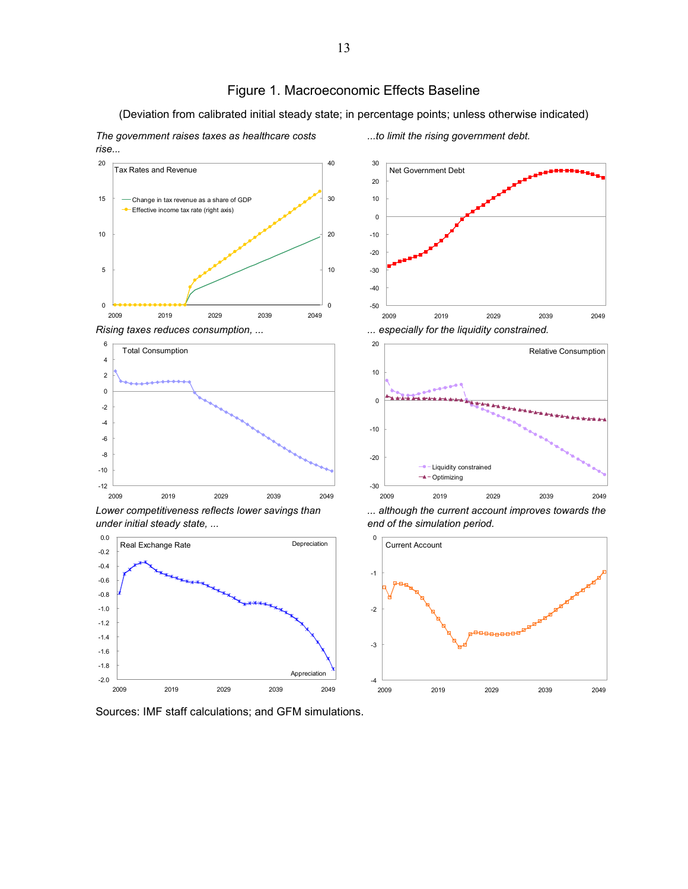# Figure 1. Macroeconomic Effects Baseline

(Deviation from calibrated initial steady state; in percentage points; unless otherwise indicated)

*The government raises taxes as healthcare costs rise...*

*...to limit the rising government debt.*

*Rising taxes reduces consumption, ...*

*... especially for the liquidity constrained.*

*Lower competitiveness reflects lower savings than under initial steady state, ...*

*... although the current account improves towards the end of the simulation period.*

Sources: IMF staff calculations; and GFM simulations.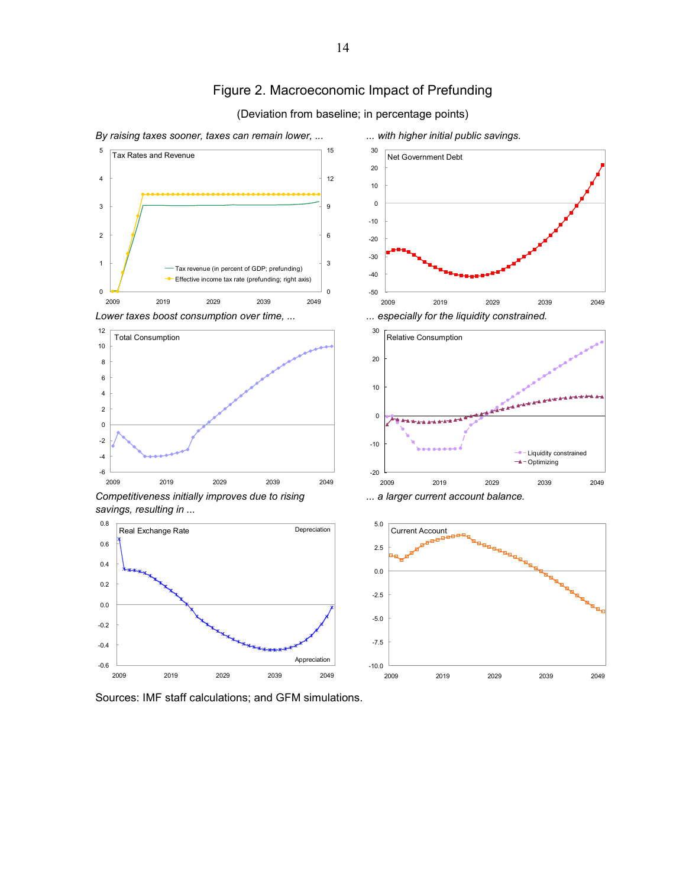# Figure 2. Macroeconomic Impact of Prefunding

(Deviation from baseline; in percentage points)

*By raising taxes sooner, taxes can remain lower, ...*

*... with higher initial public savings.*

*Lower taxes boost consumption over time, ...*

*... especially for the liquidity constrained.*

*Competitiveness initially improves due to rising savings, resulting in ...*

*... a larger current account balance.*

Sources: IMF staff calculations; and GFM simulations.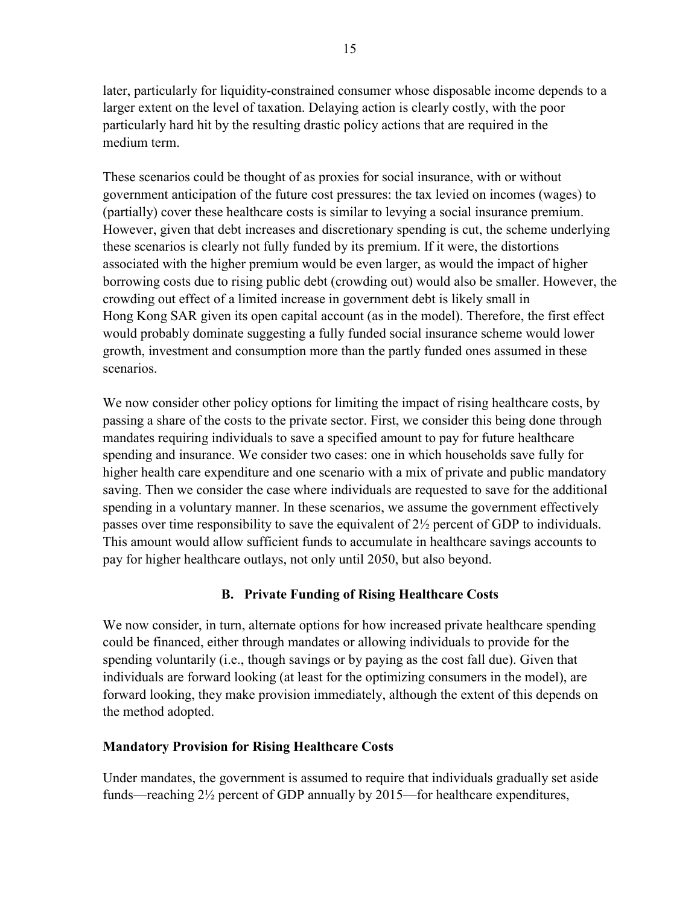later, particularly for liquidity-constrained consumer whose disposable income depends to a larger extent on the level of taxation. Delaying action is clearly costly, with the poor particularly hard hit by the resulting drastic policy actions that are required in the medium term.

These scenarios could be thought of as proxies for social insurance, with or without government anticipation of the future cost pressures: the tax levied on incomes (wages) to (partially) cover these healthcare costs is similar to levying a social insurance premium. However, given that debt increases and discretionary spending is cut, the scheme underlying these scenarios is clearly not fully funded by its premium. If it were, the distortions associated with the higher premium would be even larger, as would the impact of higher borrowing costs due to rising public debt (crowding out) would also be smaller. However, the crowding out effect of a limited increase in government debt is likely small in Hong Kong SAR given its open capital account (as in the model). Therefore, the first effect would probably dominate suggesting a fully funded social insurance scheme would lower growth, investment and consumption more than the partly funded ones assumed in these scenarios.

We now consider other policy options for limiting the impact of rising healthcare costs, by passing a share of the costs to the private sector. First, we consider this being done through mandates requiring individuals to save a specified amount to pay for future healthcare spending and insurance. We consider two cases: one in which households save fully for higher health care expenditure and one scenario with a mix of private and public mandatory saving. Then we consider the case where individuals are requested to save for the additional spending in a voluntary manner. In these scenarios, we assume the government effectively passes over time responsibility to save the equivalent of 2½ percent of GDP to individuals. This amount would allow sufficient funds to accumulate in healthcare savings accounts to pay for higher healthcare outlays, not only until 2050, but also beyond.

## B. Private Funding of Rising Healthcare Costs

We now consider, in turn, alternate options for how increased private healthcare spending could be financed, either through mandates or allowing individuals to provide for the spending voluntarily (i.e., though savings or by paying as the cost fall due). Given that individuals are forward looking (at least for the optimizing consumers in the model), are forward looking, they make provision immediately, although the extent of this depends on the method adopted.

### Mandatory Provision for Rising Healthcare Costs

Under mandates, the government is assumed to require that individuals gradually set aside funds—reaching 2½ percent of GDP annually by 2015—for healthcare expenditures,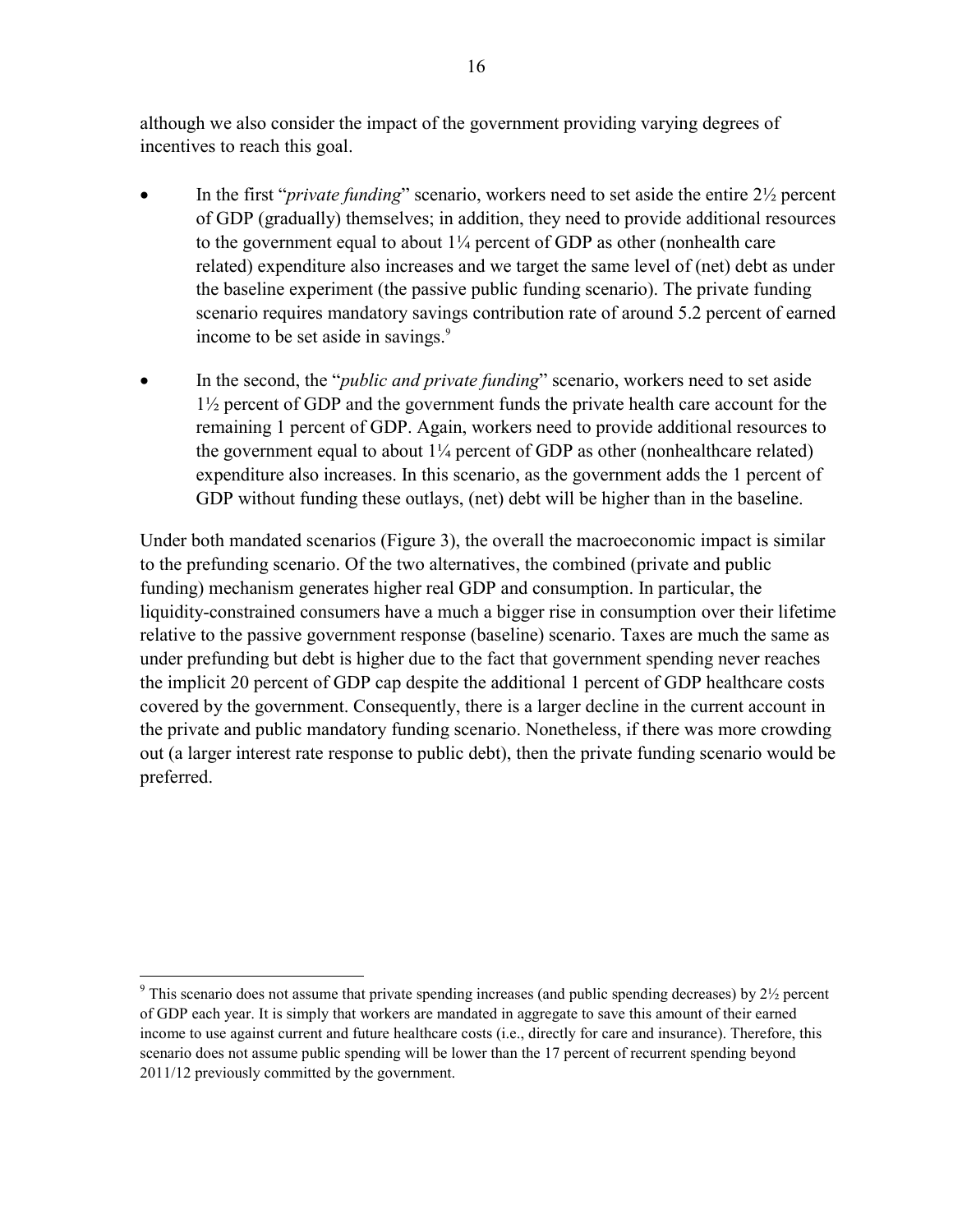although we also consider the impact of the government providing varying degrees of incentives to reach this goal.

- In the first "*private funding*" scenario, workers need to set aside the entire 2½ percent of GDP (gradually) themselves; in addition, they need to provide additional resources to the government equal to about 1¼ percent of GDP as other (nonhealth care related) expenditure also increases and we target the same level of (net) debt as under the baseline experiment (the passive public funding scenario). The private funding scenario requires mandatory savings contribution rate of around 5.2 percent of earned income to be set aside in savings.[9]

- In the second, the "*public and private funding*" scenario, workers need to set aside 1½ percent of GDP and the government funds the private health care account for the remaining 1 percent of GDP. Again, workers need to provide additional resources to the government equal to about 1¼ percent of GDP as other (nonhealthcare related) expenditure also increases. In this scenario, as the government adds the 1 percent of GDP without funding these outlays, (net) debt will be higher than in the baseline.

Under both mandated scenarios (Figure 3), the overall the macroeconomic impact is similar to the prefunding scenario. Of the two alternatives, the combined (private and public funding) mechanism generates higher real GDP and consumption. In particular, the liquidity-constrained consumers have a much a bigger rise in consumption over their lifetime relative to the passive government response (baseline) scenario. Taxes are much the same as under prefunding but debt is higher due to the fact that government spending never reaches the implicit 20 percent of GDP cap despite the additional 1 percent of GDP healthcare costs covered by the government. Consequently, there is a larger decline in the current account in the private and public mandatory funding scenario. Nonetheless, if there was more crowding out (a larger interest rate response to public debt), then the private funding scenario would be preferred.

[9] This scenario does not assume that private spending increases (and public spending decreases) by 2½ percent of GDP each year. It is simply that workers are mandated in aggregate to save this amount of their earned income to use against current and future healthcare costs (i.e., directly for care and insurance). Therefore, this scenario does not assume public spending will be lower than the 17 percent of recurrent spending beyond 2011/12 previously committed by the government.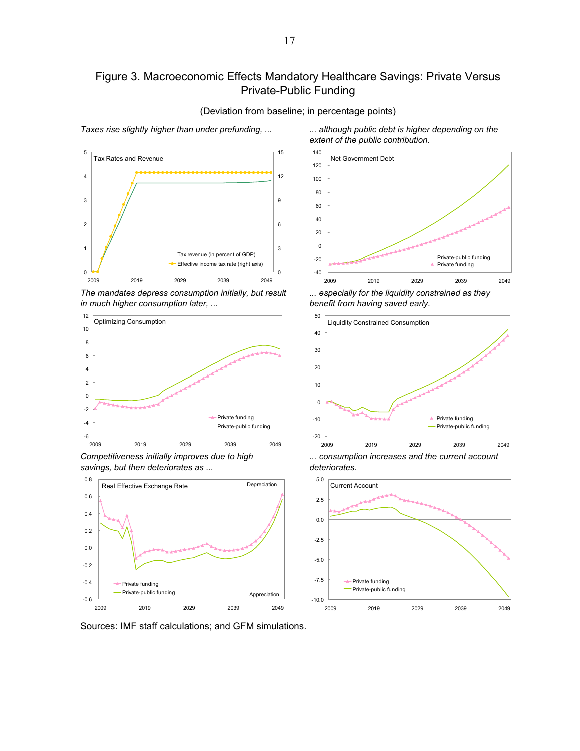# Figure 3. Macroeconomic Effects Mandatory Healthcare Savings: Private Versus Private-Public Funding

(Deviation from baseline; in percentage points)

*Taxes rise slightly higher than under prefunding, ...*

*... although public debt is higher depending on the extent of the public contribution.*

*The mandates depress consumption initially, but result in much higher consumption later, ...*

*... especially for the liquidity constrained as they benefit from having saved early.*

*Competitiveness initially improves due to high savings, but then deteriorates as ...*

*... consumption increases and the current account deteriorates.*

Sources: IMF staff calculations; and GFM simulations.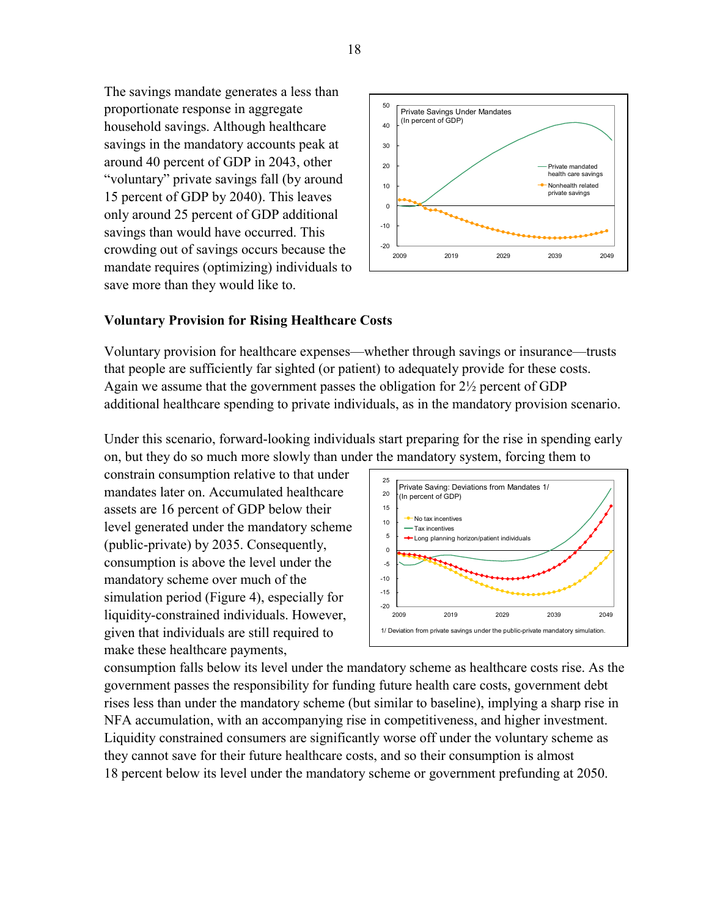The savings mandate generates a less than proportionate response in aggregate household savings. Although healthcare savings in the mandatory accounts peak at around 40 percent of GDP in 2043, other "voluntary" private savings fall (by around 15 percent of GDP by 2040). This leaves only around 25 percent of GDP additional savings than would have occurred. This crowding out of savings occurs because the mandate requires (optimizing) individuals to save more than they would like to.

### Voluntary Provision for Rising Healthcare Costs

Voluntary provision for healthcare expenses—whether through savings or insurance—trusts that people are sufficiently far sighted (or patient) to adequately provide for these costs. Again we assume that the government passes the obligation for 2½ percent of GDP additional healthcare spending to private individuals, as in the mandatory provision scenario.

Under this scenario, forward-looking individuals start preparing for the rise in spending early on, but they do so much more slowly than under the mandatory system, forcing them to constrain consumption relative to that under mandates later on. Accumulated healthcare assets are 16 percent of GDP below their level generated under the mandatory scheme (public-private) by 2035. Consequently, consumption is above the level under the mandatory scheme over much of the simulation period (Figure 4), especially for liquidity-constrained individuals. However, given that individuals are still required to make these healthcare payments, consumption falls below its level under the mandatory scheme as healthcare costs rise. As the government passes the responsibility for funding future health care costs, government debt rises less than under the mandatory scheme (but similar to baseline), implying a sharp rise in NFA accumulation, with an accompanying rise in competitiveness, and higher investment. Liquidity constrained consumers are significantly worse off under the voluntary scheme as they cannot save for their future healthcare costs, and so their consumption is almost 18 percent below its level under the mandatory scheme or government prefunding at 2050.

1/ Deviation from private savings under the public-private mandatory simulation.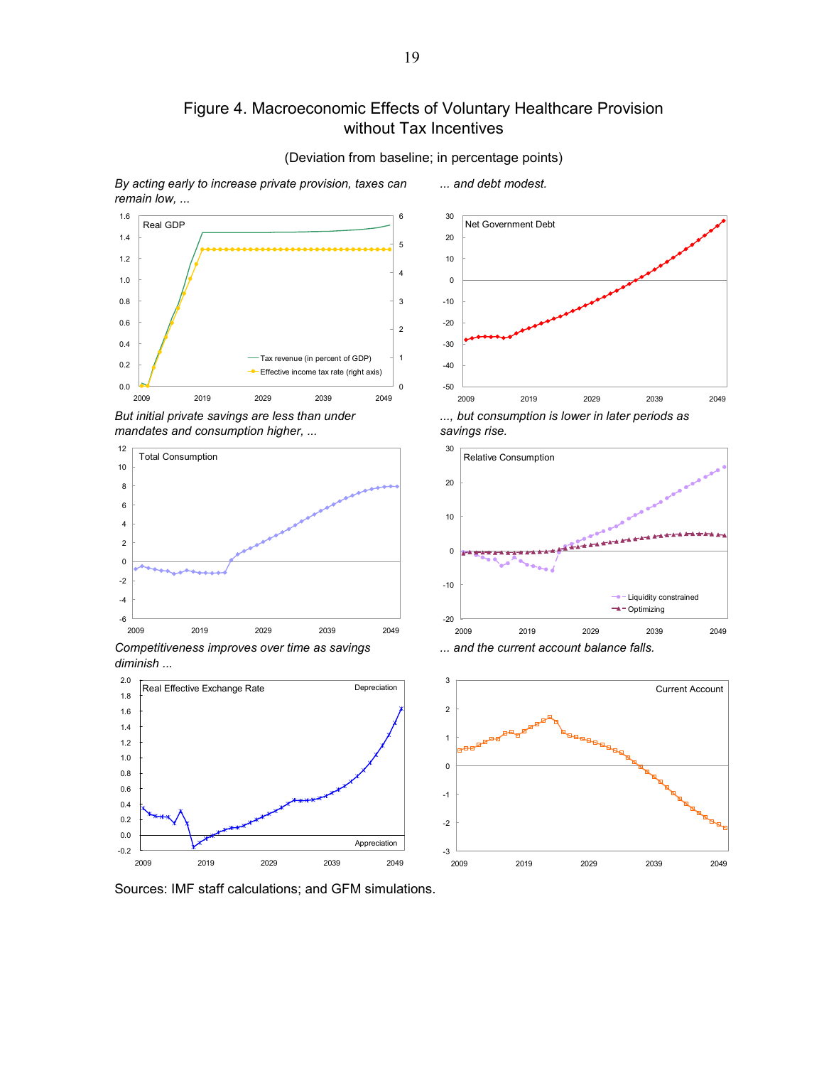# Figure 4. Macroeconomic Effects of Voluntary Healthcare Provision without Tax Incentives

(Deviation from baseline; in percentage points)

*By acting early to increase private provision, taxes can remain low, ...*

Real GDP

— Tax revenue (in percent of GDP)

—■— Effective income tax rate (right axis)

*... and debt modest.*

Net Government Debt

*But initial private savings are less than under mandates and consumption higher, ...*

Total Consumption

*..., but consumption is lower in later periods as savings rise.*

Relative Consumption

Liquidity constrained

Optimizing

*Competitiveness improves over time as savings diminish ...*

Real Effective Exchange Rate

Depreciation

Appreciation

*... and the current account balance falls.*

Current Account

Sources: IMF staff calculations; and GFM simulations.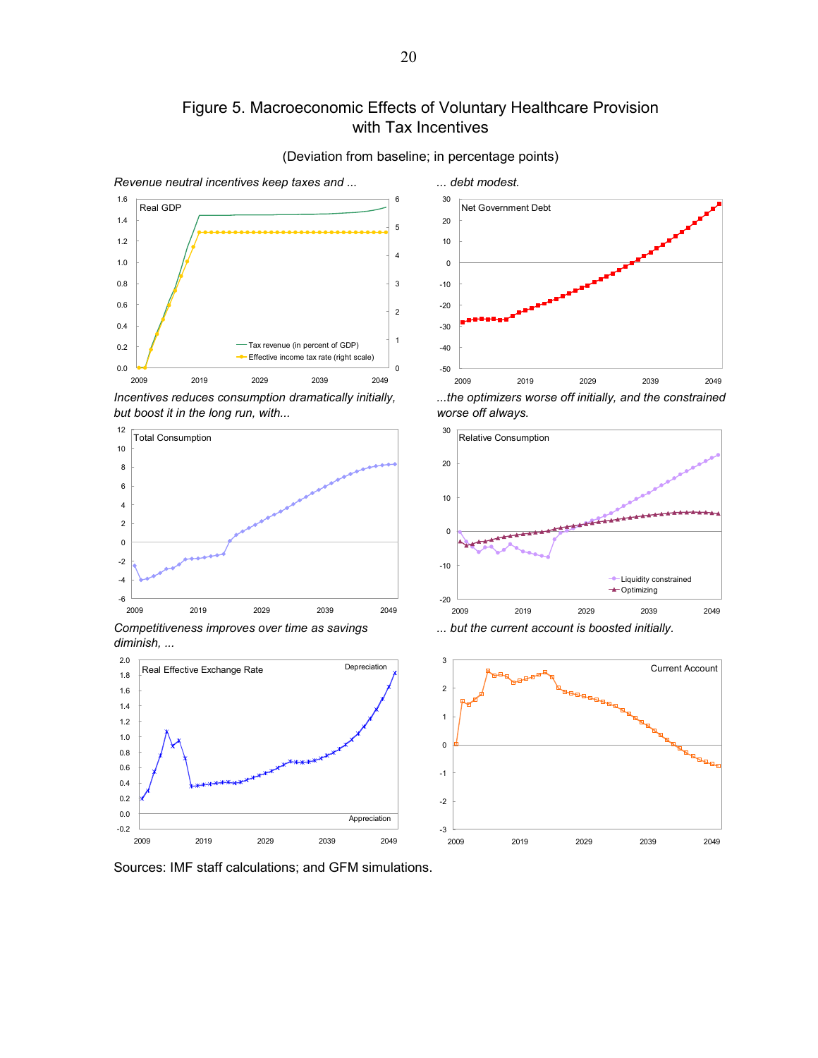# Figure 5. Macroeconomic Effects of Voluntary Healthcare Provision with Tax Incentives

(Deviation from baseline; in percentage points)

*Revenue neutral incentives keep taxes and ...*

Real GDP

Tax revenue (in percent of GDP)

Effective income tax rate (right scale)

*... debt modest.*

Net Government Debt

*Incentives reduces consumption dramatically initially, but boost it in the long run, with...*

Total Consumption

*...the optimizers worse off initially, and the constrained worse off always.*

Relative Consumption

Liquidity constrained

Optimizing

*Competitiveness improves over time as savings diminish, ...*

Real Effective Exchange Rate

Depreciation

Appreciation

*... but the current account is boosted initially.*

Current Account

Sources: IMF staff calculations; and GFM simulations.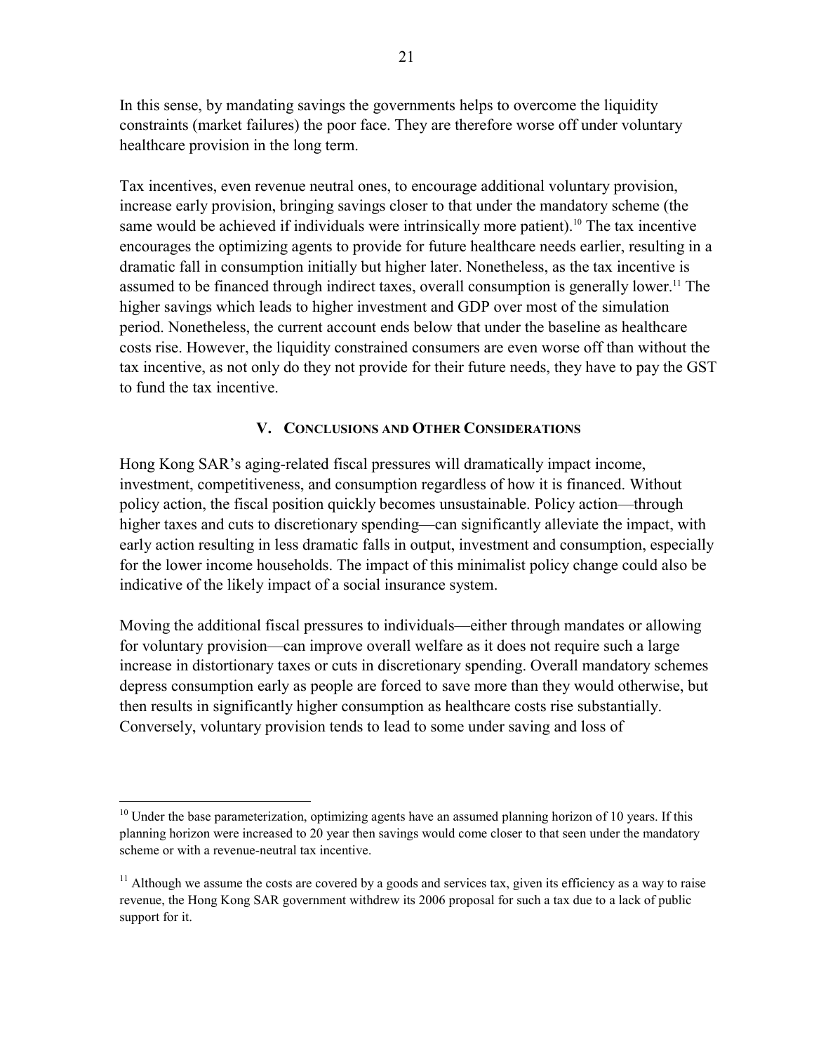In this sense, by mandating savings the governments helps to overcome the liquidity constraints (market failures) the poor face. They are therefore worse off under voluntary healthcare provision in the long term.

Tax incentives, even revenue neutral ones, to encourage additional voluntary provision, increase early provision, bringing savings closer to that under the mandatory scheme (the same would be achieved if individuals were intrinsically more patient).[10] The tax incentive encourages the optimizing agents to provide for future healthcare needs earlier, resulting in a dramatic fall in consumption initially but higher later. Nonetheless, as the tax incentive is assumed to be financed through indirect taxes, overall consumption is generally lower.[11] The higher savings which leads to higher investment and GDP over most of the simulation period. Nonetheless, the current account ends below that under the baseline as healthcare costs rise. However, the liquidity constrained consumers are even worse off than without the tax incentive, as not only do they not provide for their future needs, they have to pay the GST to fund the tax incentive.

## V. Conclusions and Other Considerations

Hong Kong SAR's aging-related fiscal pressures will dramatically impact income, investment, competitiveness, and consumption regardless of how it is financed. Without policy action, the fiscal position quickly becomes unsustainable. Policy action—through higher taxes and cuts to discretionary spending—can significantly alleviate the impact, with early action resulting in less dramatic falls in output, investment and consumption, especially for the lower income households. The impact of this minimalist policy change could also be indicative of the likely impact of a social insurance system.

Moving the additional fiscal pressures to individuals—either through mandates or allowing for voluntary provision—can improve overall welfare as it does not require such a large increase in distortionary taxes or cuts in discretionary spending. Overall mandatory schemes depress consumption early as people are forced to save more than they would otherwise, but then results in significantly higher consumption as healthcare costs rise substantially. Conversely, voluntary provision tends to lead to some under saving and loss of

---

[10] Under the base parameterization, optimizing agents have an assumed planning horizon of 10 years. If this planning horizon were increased to 20 year then savings would come closer to that seen under the mandatory scheme or with a revenue-neutral tax incentive.

[11] Although we assume the costs are covered by a goods and services tax, given its efficiency as a way to raise revenue, the Hong Kong SAR government withdrew its 2006 proposal for such a tax due to a lack of public support for it.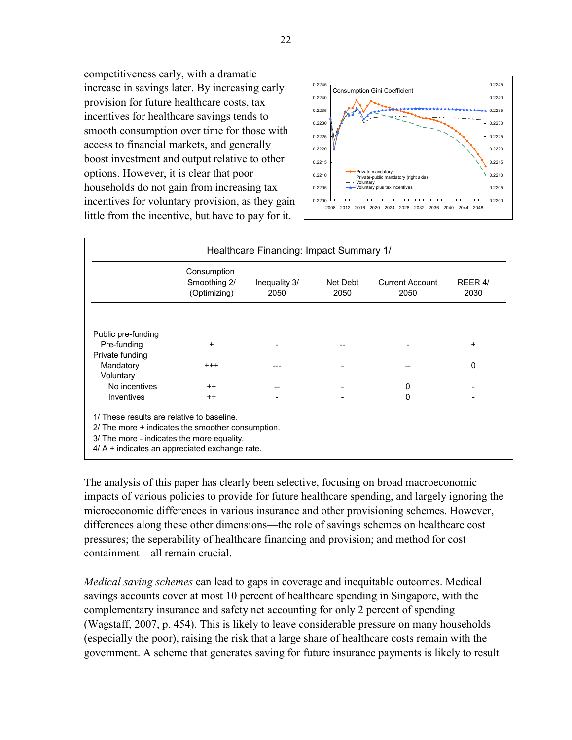competitiveness early, with a dramatic increase in savings later. By increasing early provision for future healthcare costs, tax incentives for healthcare savings tends to smooth consumption over time for those with access to financial markets, and generally boost investment and output relative to other options. However, it is clear that poor households do not gain from increasing tax incentives for voluntary provision, as they gain little from the incentive, but have to pay for it.

| Healthcare Financing: Impact Summary 1/ | | | | | |
|---|---|---|---|---|---|
| | Consumption Smoothing 2/ (Optimizing) | Inequality 3/ 2050 | Net Debt 2050 | Current Account 2050 | REER 4/ 2030 |
| Public pre-funding | | | | | |
| Pre-funding | + | - | -- | - | + |
| Private funding | | | | | |
| Mandatory | +++ | --- | - | -- | 0 |
| Voluntary | | | | | |
| No incentives | ++ | -- | - | 0 | - |
| Inventives | ++ | - | - | 0 | - |

1/ These results are relative to baseline.
2/ The more + indicates the smoother consumption.
3/ The more - indicates the more equality.
4/ A + indicates an appreciated exchange rate.

The analysis of this paper has clearly been selective, focusing on broad macroeconomic impacts of various policies to provide for future healthcare spending, and largely ignoring the microeconomic differences in various insurance and other provisioning schemes. However, differences along these other dimensions—the role of savings schemes on healthcare cost pressures; the seperability of healthcare financing and provision; and method for cost containment—all remain crucial.

*Medical saving schemes* can lead to gaps in coverage and inequitable outcomes. Medical savings accounts cover at most 10 percent of healthcare spending in Singapore, with the complementary insurance and safety net accounting for only 2 percent of spending (Wagstaff, 2007, p. 454). This is likely to leave considerable pressure on many households (especially the poor), raising the risk that a large share of healthcare costs remain with the government. A scheme that generates saving for future insurance payments is likely to result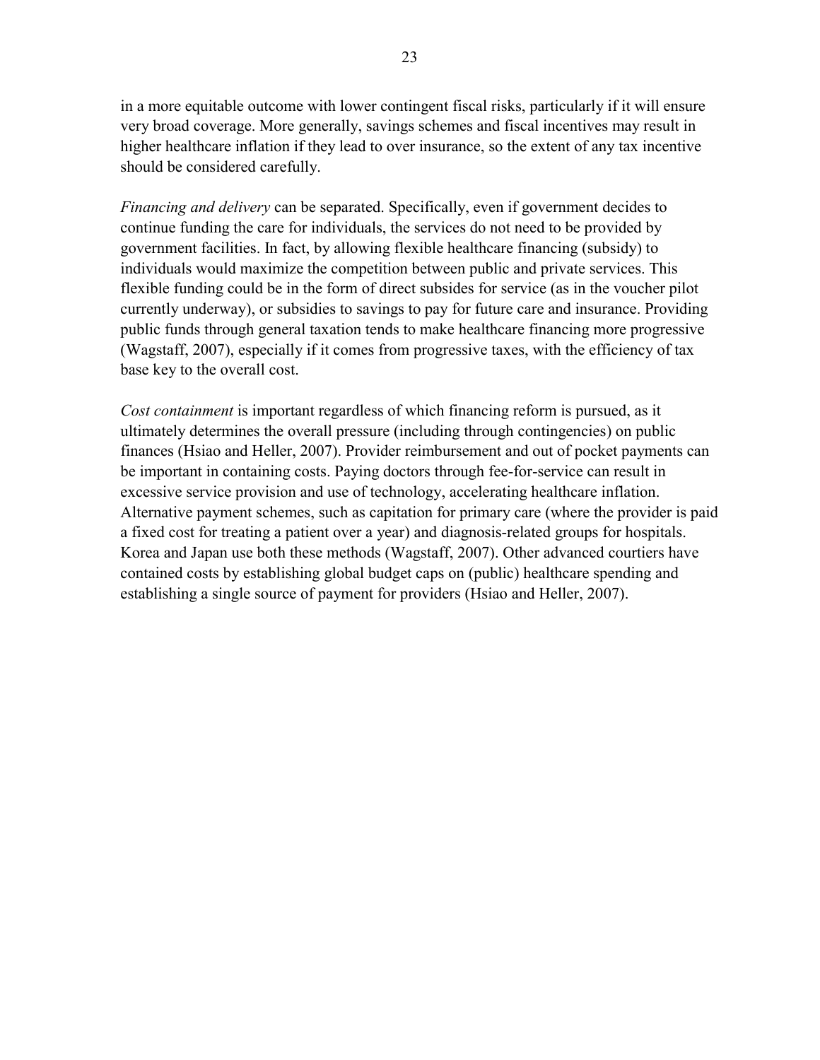in a more equitable outcome with lower contingent fiscal risks, particularly if it will ensure very broad coverage. More generally, savings schemes and fiscal incentives may result in higher healthcare inflation if they lead to over insurance, so the extent of any tax incentive should be considered carefully.

*Financing and delivery* can be separated. Specifically, even if government decides to continue funding the care for individuals, the services do not need to be provided by government facilities. In fact, by allowing flexible healthcare financing (subsidy) to individuals would maximize the competition between public and private services. This flexible funding could be in the form of direct subsides for service (as in the voucher pilot currently underway), or subsidies to savings to pay for future care and insurance. Providing public funds through general taxation tends to make healthcare financing more progressive (Wagstaff, 2007), especially if it comes from progressive taxes, with the efficiency of tax base key to the overall cost.

*Cost containment* is important regardless of which financing reform is pursued, as it ultimately determines the overall pressure (including through contingencies) on public finances (Hsiao and Heller, 2007). Provider reimbursement and out of pocket payments can be important in containing costs. Paying doctors through fee-for-service can result in excessive service provision and use of technology, accelerating healthcare inflation. Alternative payment schemes, such as capitation for primary care (where the provider is paid a fixed cost for treating a patient over a year) and diagnosis-related groups for hospitals. Korea and Japan use both these methods (Wagstaff, 2007). Other advanced courtiers have contained costs by establishing global budget caps on (public) healthcare spending and establishing a single source of payment for providers (Hsiao and Heller, 2007).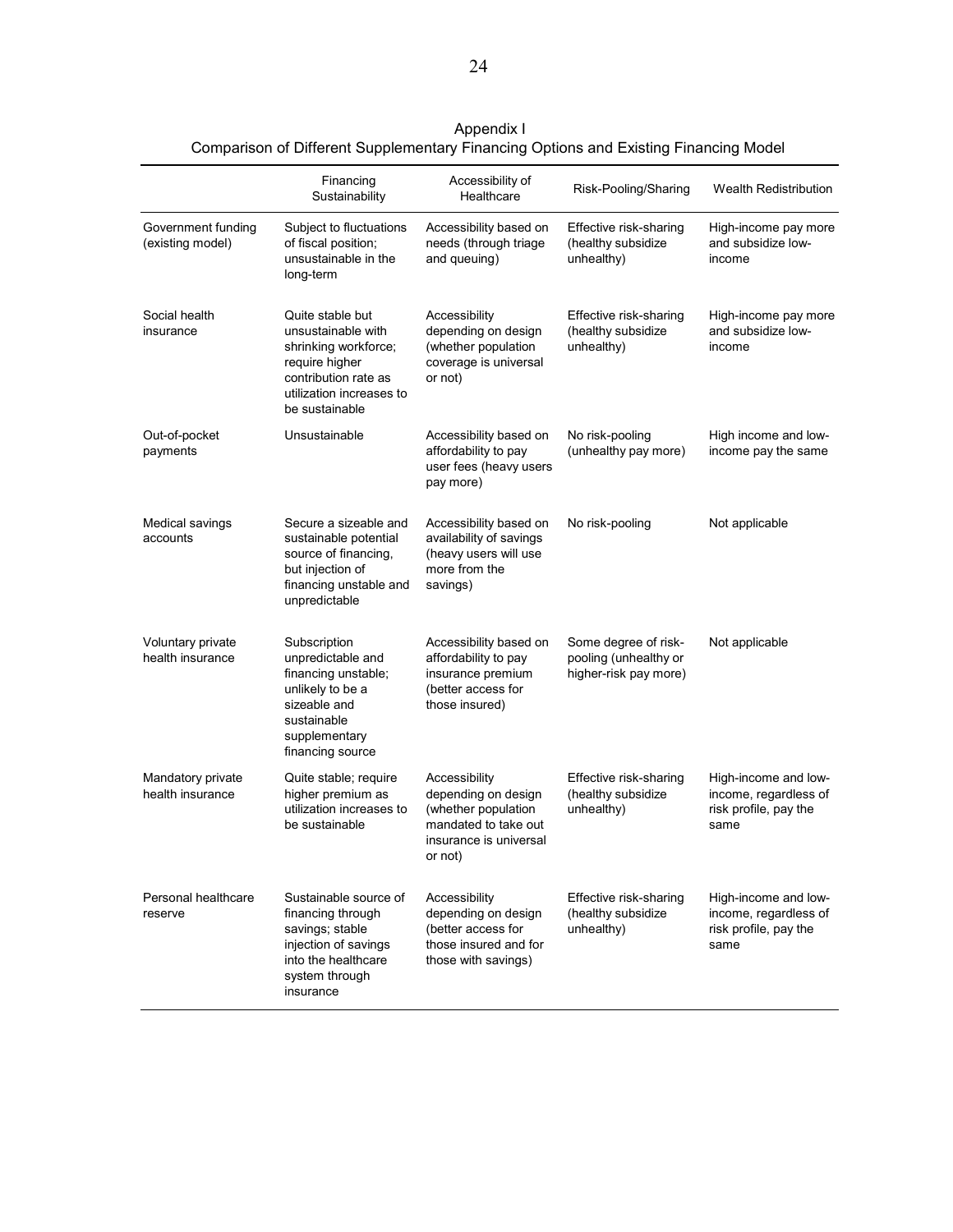## Appendix I

### Comparison of Different Supplementary Financing Options and Existing Financing Model

| | Financing Sustainability | Accessibility of Healthcare | Risk-Pooling/Sharing | Wealth Redistribution |
|---|---|---|---|---|
| Government funding (existing model) | Subject to fluctuations of fiscal position; unsustainable in the long-term | Accessibility based on needs (through triage and queuing) | Effective risk-sharing (healthy subsidize unhealthy) | High-income pay more and subsidize low-income |
| Social health insurance | Quite stable but unsustainable with shrinking workforce; require higher contribution rate as utilization increases to be sustainable | Accessibility depending on design (whether population coverage is universal or not) | Effective risk-sharing (healthy subsidize unhealthy) | High-income pay more and subsidize low-income |
| Out-of-pocket payments | Unsustainable | Accessibility based on affordability to pay user fees (heavy users pay more) | No risk-pooling (unhealthy pay more) | High income and low-income pay the same |
| Medical savings accounts | Secure a sizeable and sustainable potential source of financing, but injection of financing unstable and unpredictable | Accessibility based on availability of savings (heavy users will use more from the savings) | No risk-pooling | Not applicable |
| Voluntary private health insurance | Subscription unpredictable and financing unstable; unlikely to be a sizeable and sustainable supplementary financing source | Accessibility based on affordability to pay insurance premium (better access for those insured) | Some degree of risk-pooling (unhealthy or higher-risk pay more) | Not applicable |
| Mandatory private health insurance | Quite stable; require higher premium as utilization increases to be sustainable | Accessibility depending on design (whether population mandated to take out insurance is universal or not) | Effective risk-sharing (healthy subsidize unhealthy) | High-income and low-income, regardless of risk profile, pay the same |
| Personal healthcare reserve | Sustainable source of financing through savings; stable injection of savings into the healthcare system through insurance | Accessibility depending on design (better access for those insured and for those with savings) | Effective risk-sharing (healthy subsidize unhealthy) | High-income and low-income, regardless of risk profile, pay the same |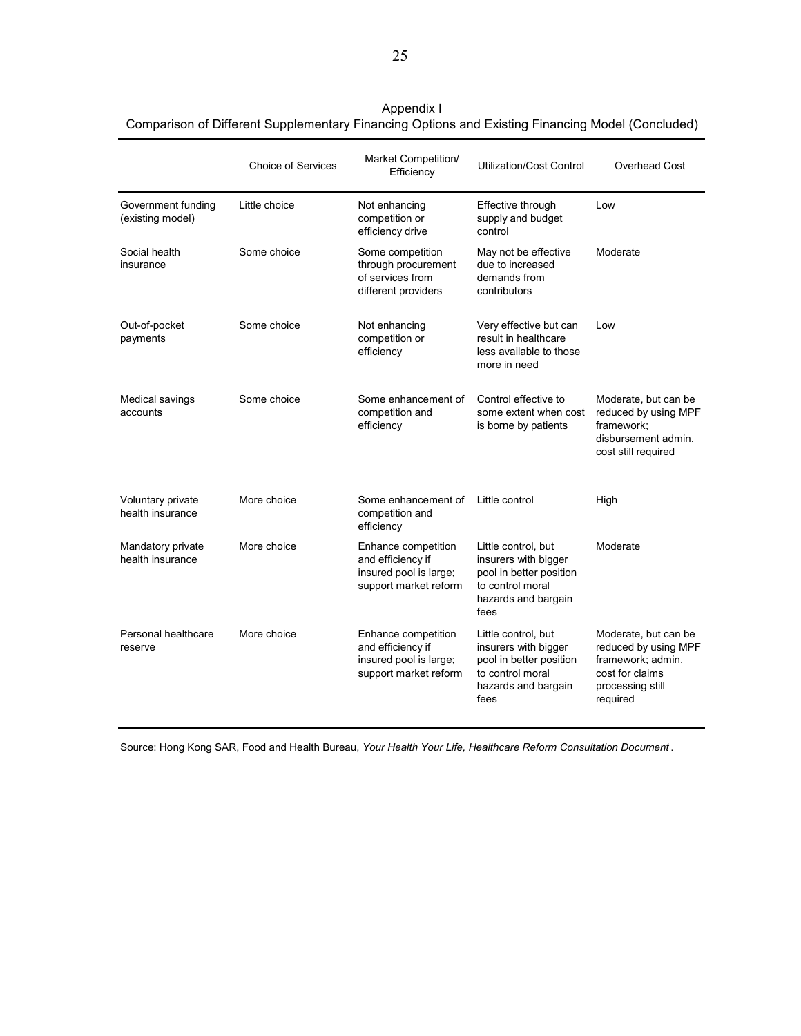Appendix I

Comparison of Different Supplementary Financing Options and Existing Financing Model (Concluded)

| | Choice of Services | Market Competition/ Efficiency | Utilization/Cost Control | Overhead Cost |
|---|---|---|---|---|
| Government funding (existing model) | Little choice | Not enhancing competition or efficiency drive | Effective through supply and budget control | Low |
| Social health insurance | Some choice | Some competition through procurement of services from different providers | May not be effective due to increased demands from contributors | Moderate |
| Out-of-pocket payments | Some choice | Not enhancing competition or efficiency | Very effective but can result in healthcare less available to those more in need | Low |
| Medical savings accounts | Some choice | Some enhancement of competition and efficiency | Control effective to some extent when cost is borne by patients | Moderate, but can be reduced by using MPF framework; disbursement admin. cost still required |
| Voluntary private health insurance | More choice | Some enhancement of competition and efficiency | Little control | High |
| Mandatory private health insurance | More choice | Enhance competition and efficiency if insured pool is large; support market reform | Little control, but insurers with bigger pool in better position to control moral hazards and bargain fees | Moderate |
| Personal healthcare reserve | More choice | Enhance competition and efficiency if insured pool is large; support market reform | Little control, but insurers with bigger pool in better position to control moral hazards and bargain fees | Moderate, but can be reduced by using MPF framework; admin. cost for claims processing still required |

Source: Hong Kong SAR, Food and Health Bureau, *Your Health Your Life, Healthcare Reform Consultation Document*.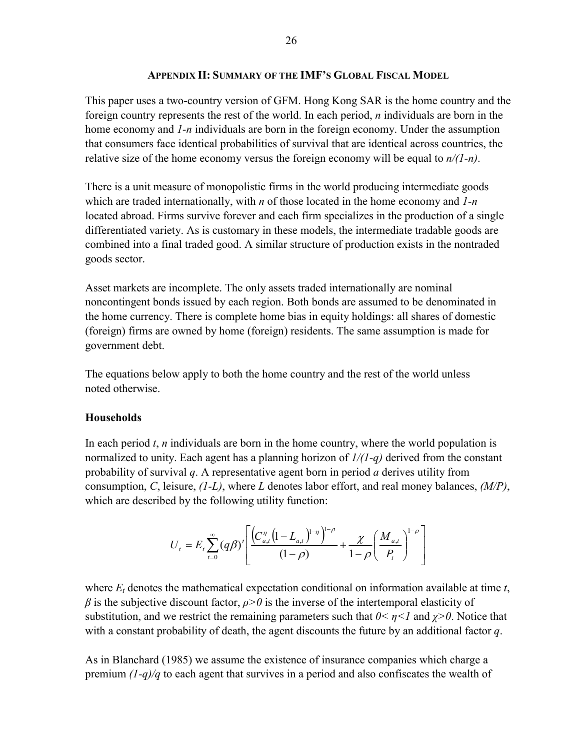## Appendix II: Summary of the IMF's Global Fiscal Model

This paper uses a two-country version of GFM. Hong Kong SAR is the home country and the foreign country represents the rest of the world. In each period, $n$ individuals are born in the home economy and $1-n$ individuals are born in the foreign economy. Under the assumption that consumers face identical probabilities of survival that are identical across countries, the relative size of the home economy versus the foreign economy will be equal to $n/(1-n)$.

There is a unit measure of monopolistic firms in the world producing intermediate goods which are traded internationally, with $n$ of those located in the home economy and $1-n$ located abroad. Firms survive forever and each firm specializes in the production of a single differentiated variety. As is customary in these models, the intermediate tradable goods are combined into a final traded good. A similar structure of production exists in the nontraded goods sector.

Asset markets are incomplete. The only assets traded internationally are nominal noncontingent bonds issued by each region. Both bonds are assumed to be denominated in the home currency. There is complete home bias in equity holdings: all shares of domestic (foreign) firms are owned by home (foreign) residents. The same assumption is made for government debt.

The equations below apply to both the home country and the rest of the world unless noted otherwise.

### Households

In each period $t$, $n$ individuals are born in the home country, where the world population is normalized to unity. Each agent has a planning horizon of $1/(1-q)$ derived from the constant probability of survival $q$. A representative agent born in period $a$ derives utility from consumption, $C$, leisure, $(1-L)$, where $L$ denotes labor effort, and real money balances, $(M/P)$, which are described by the following utility function:

$$U_t = E_t \sum_{t=0}^{\infty} (q\beta)^t \left[ \frac{\left( C_{a,t}^{\eta} \left(1 - L_{a,t}\right)^{1-\eta} \right)^{1-\rho}}{(1-\rho)} + \frac{\chi}{1-\rho} \left( \frac{M_{a,t}}{P_t} \right)^{1-\rho} \right]$$

where $E_t$ denotes the mathematical expectation conditional on information available at time $t$, $\beta$ is the subjective discount factor, $\rho>0$ is the inverse of the intertemporal elasticity of substitution, and we restrict the remaining parameters such that $0<\eta<1$ and $\chi>0$. Notice that with a constant probability of death, the agent discounts the future by an additional factor $q$.

As in Blanchard (1985) we assume the existence of insurance companies which charge a premium $(1-q)/q$ to each agent that survives in a period and also confiscates the wealth of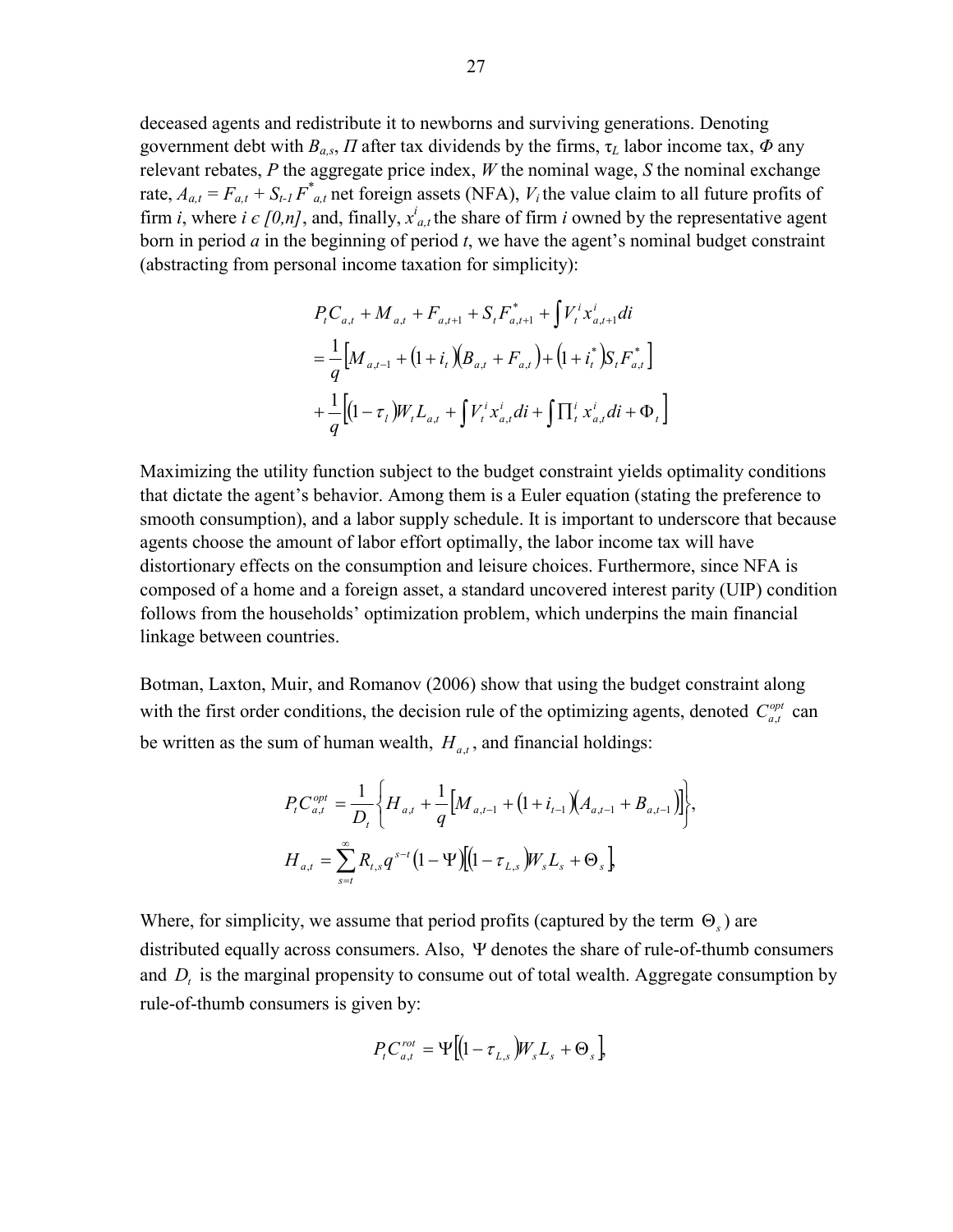deceased agents and redistribute it to newborns and surviving generations. Denoting government debt with $B_{a,s}$, $\Pi$ after tax dividends by the firms, $\tau_L$ labor income tax, $\Phi$ any relevant rebates, $P$ the aggregate price index, $W$ the nominal wage, $S$ the nominal exchange rate, $A_{a,t} = F_{a,t} + S_{t-1} F^*_{a,t}$ net foreign assets (NFA), $V_i$ the value claim to all future profits of firm $i$, where $i \in [0,n]$, and, finally, $x^i_{a,t}$ the share of firm $i$ owned by the representative agent born in period $a$ in the beginning of period $t$, we have the agent's nominal budget constraint (abstracting from personal income taxation for simplicity):

$$
\begin{aligned}
& P_t C_{a,t} + M_{a,t} + F_{a,t+1} + S_t F^*_{a,t+1} + \int V^i_t x^i_{a,t+1} di \\
&= \frac{1}{q}\left[M_{a,t-1} + (1+i_t)(B_{a,t} + F_{a,t}) + (1+i^*_t) S_t F^*_{a,t}\right] \\
&+ \frac{1}{q}\left[(1-\tau_l) W_t L_{a,t} + \int V^i_t x^i_{a,t} di + \int \Pi^i_t x^i_{a,t} di + \Phi_t\right]
\end{aligned}
$$

Maximizing the utility function subject to the budget constraint yields optimality conditions that dictate the agent's behavior. Among them is a Euler equation (stating the preference to smooth consumption), and a labor supply schedule. It is important to underscore that because agents choose the amount of labor effort optimally, the labor income tax will have distortionary effects on the consumption and leisure choices. Furthermore, since NFA is composed of a home and a foreign asset, a standard uncovered interest parity (UIP) condition follows from the households' optimization problem, which underpins the main financial linkage between countries.

Botman, Laxton, Muir, and Romanov (2006) show that using the budget constraint along with the first order conditions, the decision rule of the optimizing agents, denoted $C^{opt}_{a,t}$ can be written as the sum of human wealth, $H_{a,t}$, and financial holdings:

$$
\begin{aligned}
P_t C^{opt}_{a,t} &= \frac{1}{D_t}\left\{H_{a,t} + \frac{1}{q}\left[M_{a,t-1} + (1+i_{t-1})(A_{a,t-1} + B_{a,t-1})\right]\right\}, \\
H_{a,t} &= \sum_{s=t}^{\infty} R_{t,s} q^{s-t} (1-\Psi)\left[(1-\tau_{L,s}) W_s L_s + \Theta_s\right],
\end{aligned}
$$

Where, for simplicity, we assume that period profits (captured by the term $\Theta_s$) are distributed equally across consumers. Also, $\Psi$ denotes the share of rule-of-thumb consumers and $D_t$ is the marginal propensity to consume out of total wealth. Aggregate consumption by rule-of-thumb consumers is given by:

$$
P_t C^{rot}_{a,t} = \Psi\left[(1-\tau_{L,s}) W_s L_s + \Theta_s\right],
$$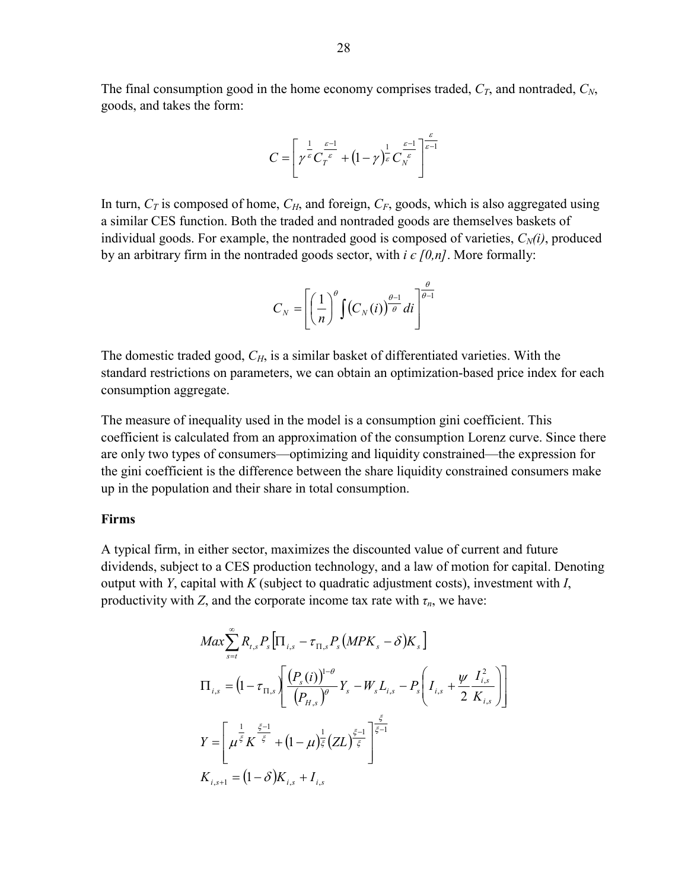The final consumption good in the home economy comprises traded, $C_T$, and nontraded, $C_N$, goods, and takes the form:

$$C = \left[ \gamma^{\frac{1}{\varepsilon}} C_T^{\frac{\varepsilon-1}{\varepsilon}} + (1-\gamma)^{\frac{1}{\varepsilon}} C_N^{\frac{\varepsilon-1}{\varepsilon}} \right]^{\frac{\varepsilon}{\varepsilon-1}}$$

In turn, $C_T$ is composed of home, $C_H$, and foreign, $C_F$, goods, which is also aggregated using a similar CES function. Both the traded and nontraded goods are themselves baskets of individual goods. For example, the nontraded good is composed of varieties, $C_N(i)$, produced by an arbitrary firm in the nontraded goods sector, with $i \in [0,n]$. More formally:

$$C_N = \left[ \left(\frac{1}{n}\right)^{\theta} \int \left(C_N(i)\right)^{\frac{\theta-1}{\theta}} di \right]^{\frac{\theta}{\theta-1}}$$

The domestic traded good, $C_H$, is a similar basket of differentiated varieties. With the standard restrictions on parameters, we can obtain an optimization-based price index for each consumption aggregate.

The measure of inequality used in the model is a consumption gini coefficient. This coefficient is calculated from an approximation of the consumption Lorenz curve. Since there are only two types of consumers—optimizing and liquidity constrained—the expression for the gini coefficient is the difference between the share liquidity constrained consumers make up in the population and their share in total consumption.

**Firms**

A typical firm, in either sector, maximizes the discounted value of current and future dividends, subject to a CES production technology, and a law of motion for capital. Denoting output with $Y$, capital with $K$ (subject to quadratic adjustment costs), investment with $I$, productivity with $Z$, and the corporate income tax rate with $\tau_n$, we have:

$$Max \sum_{s=t}^{\infty} R_{t,s} P_s \left[ \Pi_{i,s} - \tau_{\Pi,s} P_s \left(MPK_s - \delta\right) K_s \right]$$

$$\Pi_{i,s} = \left(1 - \tau_{\Pi,s}\right) \left[ \frac{\left(P_s(i)\right)^{1-\theta}}{\left(P_{H,s}\right)^{\theta}} Y_s - W_s L_{i,s} - P_s \left( I_{i,s} + \frac{\psi}{2} \frac{I_{i,s}^2}{K_{i,s}} \right) \right]$$

$$Y = \left[ \mu^{\frac{1}{\xi}} K^{\frac{\xi-1}{\xi}} + (1-\mu)^{\frac{1}{\xi}} (ZL)^{\frac{\xi-1}{\xi}} \right]^{\frac{\xi}{\xi-1}}$$

$$K_{i,s+1} = (1-\delta) K_{i,s} + I_{i,s}$$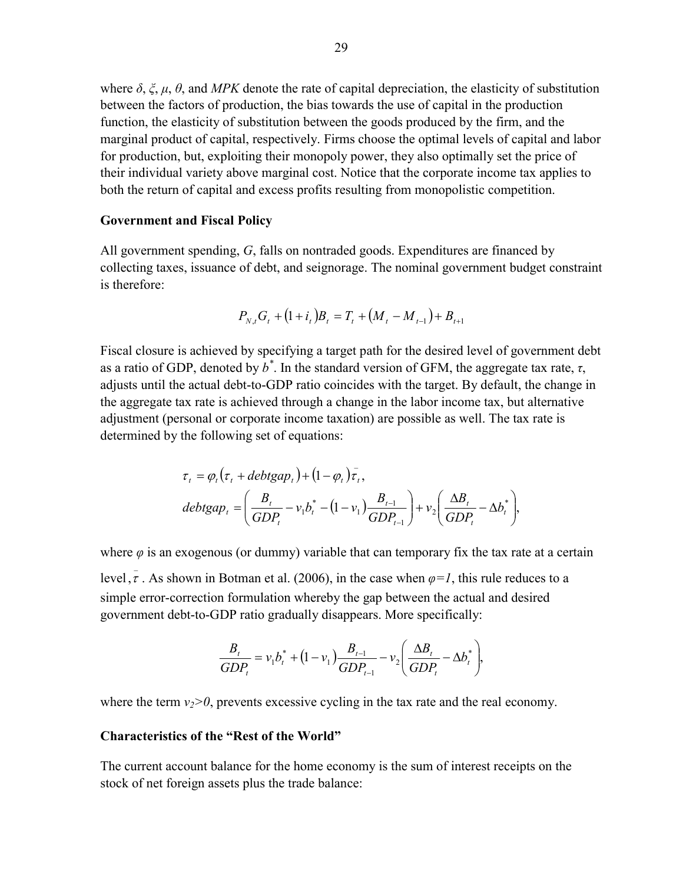where $\delta$, $\xi$, $\mu$, $\theta$, and $MPK$ denote the rate of capital depreciation, the elasticity of substitution between the factors of production, the bias towards the use of capital in the production function, the elasticity of substitution between the goods produced by the firm, and the marginal product of capital, respectively. Firms choose the optimal levels of capital and labor for production, but, exploiting their monopoly power, they also optimally set the price of their individual variety above marginal cost. Notice that the corporate income tax applies to both the return of capital and excess profits resulting from monopolistic competition.

**Government and Fiscal Policy**

All government spending, $G$, falls on nontraded goods. Expenditures are financed by collecting taxes, issuance of debt, and seignorage. The nominal government budget constraint is therefore:

$$P_{N,t}G_t + (1+i_t)B_t = T_t + (M_t - M_{t-1}) + B_{t+1}$$

Fiscal closure is achieved by specifying a target path for the desired level of government debt as a ratio of GDP, denoted by $b^*$. In the standard version of GFM, the aggregate tax rate, $\tau$, adjusts until the actual debt-to-GDP ratio coincides with the target. By default, the change in the aggregate tax rate is achieved through a change in the labor income tax, but alternative adjustment (personal or corporate income taxation) are possible as well. The tax rate is determined by the following set of equations:

$$\tau_t = \varphi_t(\tau_t + debtgap_t) + (1-\varphi_t)\bar{\tau}_t,$$

$$debtgap_t = \left(\frac{B_t}{GDP_t} - v_1 b_t^* - (1-v_1)\frac{B_{t-1}}{GDP_{t-1}}\right) + v_2\left(\frac{\Delta B_t}{GDP_t} - \Delta b_t^*\right),$$

where $\varphi$ is an exogenous (or dummy) variable that can temporary fix the tax rate at a certain level, $\bar{\tau}$. As shown in Botman et al. (2006), in the case when $\varphi=1$, this rule reduces to a simple error-correction formulation whereby the gap between the actual and desired government debt-to-GDP ratio gradually disappears. More specifically:

$$\frac{B_t}{GDP_t} = v_1 b_t^* + (1-v_1)\frac{B_{t-1}}{GDP_{t-1}} - v_2\left(\frac{\Delta B_t}{GDP_t} - \Delta b_t^*\right),$$

where the term $v_2>0$, prevents excessive cycling in the tax rate and the real economy.

**Characteristics of the "Rest of the World"**

The current account balance for the home economy is the sum of interest receipts on the stock of net foreign assets plus the trade balance: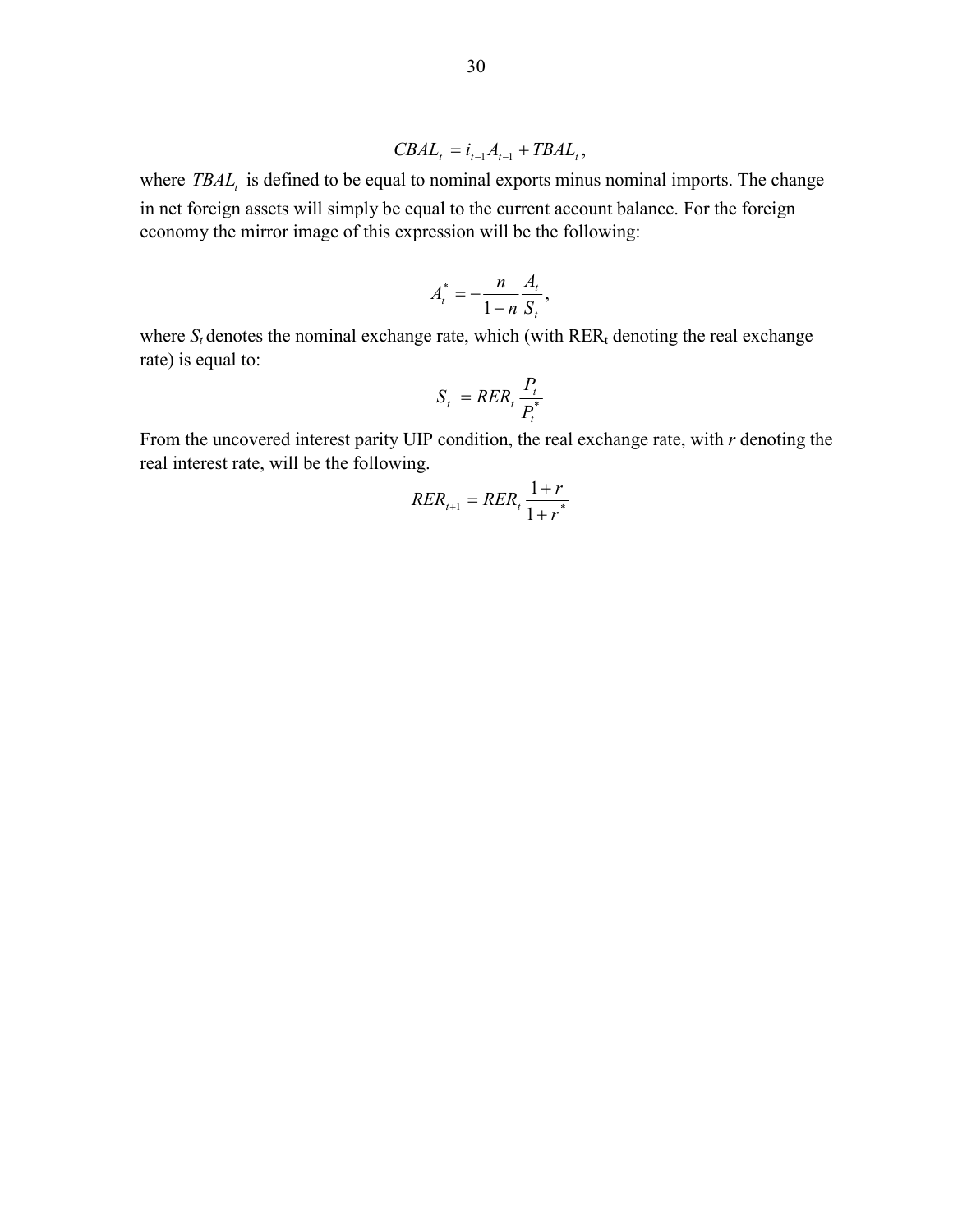$$CBAL_t = i_{t-1}A_{t-1} + TBAL_t,$$

where $TBAL_t$ is defined to be equal to nominal exports minus nominal imports. The change in net foreign assets will simply be equal to the current account balance. For the foreign economy the mirror image of this expression will be the following:

$$A_t^* = -\frac{n}{1-n}\frac{A_t}{S_t},$$

where $S_t$ denotes the nominal exchange rate, which (with $RER_t$ denoting the real exchange rate) is equal to:

$$S_t = RER_t \frac{P_t}{P_t^*}$$

From the uncovered interest parity UIP condition, the real exchange rate, with *r* denoting the real interest rate, will be the following.

$$RER_{t+1} = RER_t \frac{1+r}{1+r^*}$$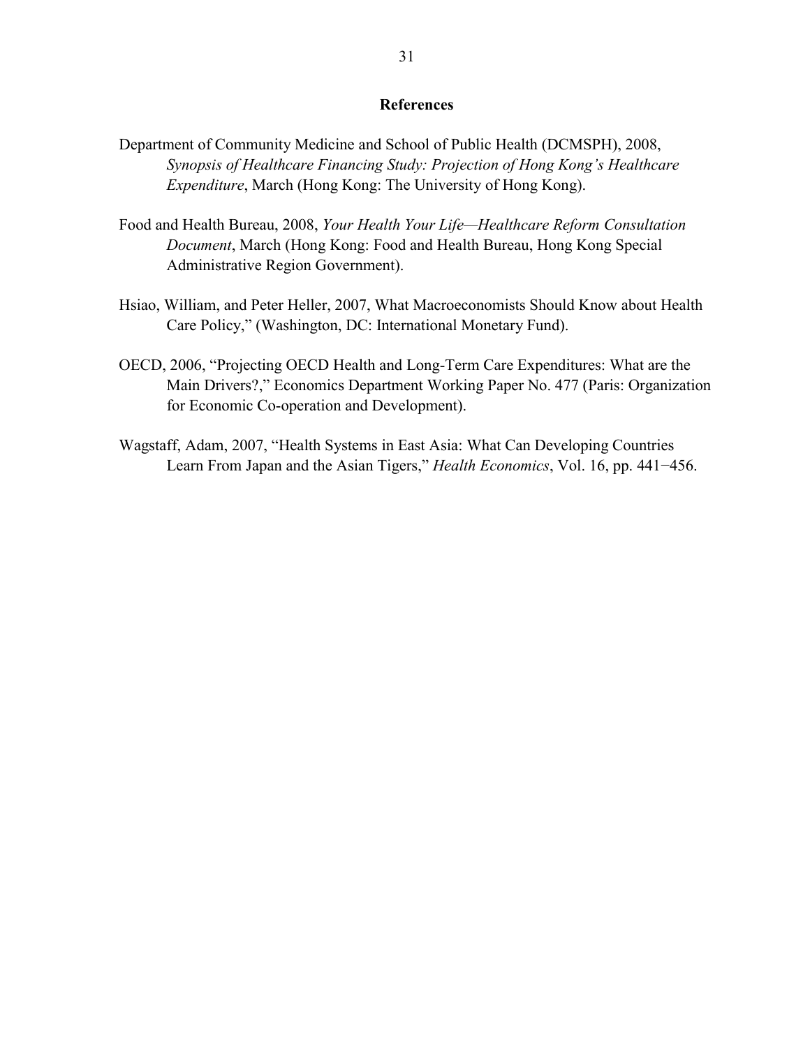## References

Department of Community Medicine and School of Public Health (DCMSPH), 2008, *Synopsis of Healthcare Financing Study: Projection of Hong Kong's Healthcare Expenditure*, March (Hong Kong: The University of Hong Kong).

Food and Health Bureau, 2008, *Your Health Your Life—Healthcare Reform Consultation Document*, March (Hong Kong: Food and Health Bureau, Hong Kong Special Administrative Region Government).

Hsiao, William, and Peter Heller, 2007, What Macroeconomists Should Know about Health Care Policy," (Washington, DC: International Monetary Fund).

OECD, 2006, "Projecting OECD Health and Long-Term Care Expenditures: What are the Main Drivers?," Economics Department Working Paper No. 477 (Paris: Organization for Economic Co-operation and Development).

Wagstaff, Adam, 2007, "Health Systems in East Asia: What Can Developing Countries Learn From Japan and the Asian Tigers," *Health Economics*, Vol. 16, pp. 441−456.